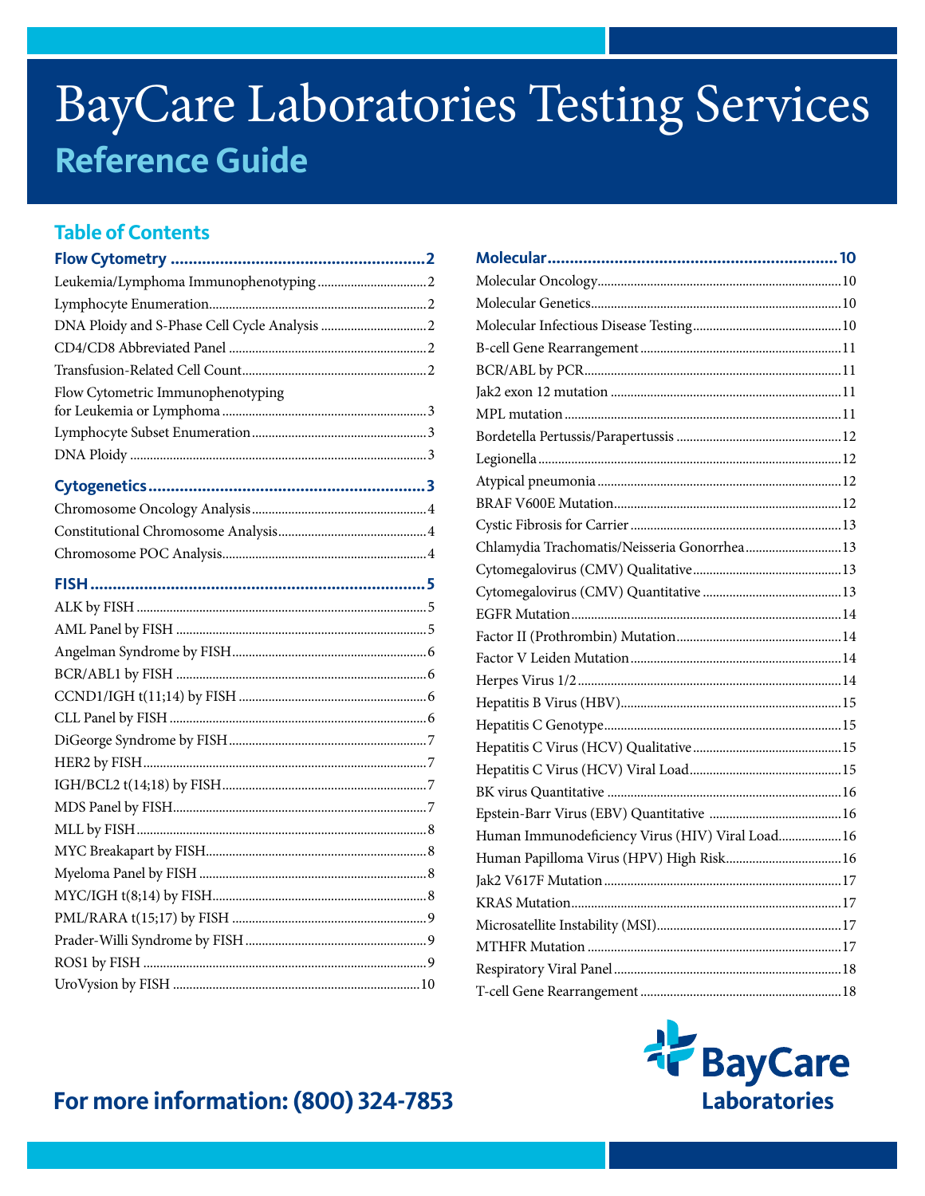# BayCare Laboratories Testing Services

## Reference Guide

### Table of Contents

**Flow Cytometry** ........................................................ **2**

- Leukemia/Lymphoma Immunophenotyping ................................ 2
- Lymphocyte Enumeration................................................ 2
- DNA Ploidy and S-Phase Cell Cycle Analysis ............................... 2
- CD4/CD8 Abbreviated Panel ........................................... 2
- Transfusion-Related Cell Count....................................... 2
- Flow Cytometric Immunophenotyping for Leukemia or Lymphoma ............................................ 3
- Lymphocyte Subset Enumeration.................................... 3
- DNA Ploidy ........................................................... 3

**Cytogenetics** .............................................................. **3**

- Chromosome Oncology Analysis.................................... 4
- Constitutional Chromosome Analysis............................... 4
- Chromosome POC Analysis............................................. 4

**FISH** ........................................................................... **5**

- ALK by FISH .......................................................... 5
- AML Panel by FISH ..................................................... 5
- Angelman Syndrome by FISH.......................................... 6
- BCR/ABL1 by FISH .................................................... 6
- CCND1/IGH t(11;14) by FISH ......................................... 6
- CLL Panel by FISH ..................................................... 6
- DiGeorge Syndrome by FISH........................................... 7
- HER2 by FISH.......................................................... 7
- IGH/BCL2 t(14;18) by FISH............................................ 7
- MDS Panel by FISH..................................................... 7
- MLL by FISH........................................................... 8
- MYC Breakapart by FISH............................................... 8
- Myeloma Panel by FISH ................................................ 8
- MYC/IGH t(8;14) by FISH............................................... 8
- PML/RARA t(15;17) by FISH ........................................... 9
- Prader-Willi Syndrome by FISH........................................ 9
- ROS1 by FISH .......................................................... 9
- UroVysion by FISH .................................................... 10

**Molecular** .................................................................. **10**

- Molecular Oncology...................................................... 10
- Molecular Genetics...................................................... 10
- Molecular Infectious Disease Testing................................ 10
- B-cell Gene Rearrangement .......................................... 11
- BCR/ABL by PCR........................................................ 11
- Jak2 exon 12 mutation ................................................ 11
- MPL mutation .......................................................... 11
- Bordetella Pertussis/Parapertussis ................................. 12
- Legionella .............................................................. 12
- Atypical pneumonia ................................................... 12
- BRAF V600E Mutation.................................................. 12
- Cystic Fibrosis for Carrier ............................................ 13
- Chlamydia Trachomatis/Neisseria Gonorrhea........................ 13
- Cytomegalovirus (CMV) Qualitative.................................. 13
- Cytomegalovirus (CMV) Quantitative ................................ 13
- EGFR Mutation......................................................... 14
- Factor II (Prothrombin) Mutation..................................... 14
- Factor V Leiden Mutation ............................................. 14
- Herpes Virus 1/2 ....................................................... 14
- Hepatitis B Virus (HBV)................................................ 15
- Hepatitis C Genotype.................................................. 15
- Hepatitis C Virus (HCV) Qualitative.................................. 15
- Hepatitis C Virus (HCV) Viral Load................................... 15
- BK virus Quantitative .................................................. 16
- Epstein-Barr Virus (EBV) Quantitative ............................... 16
- Human Immunodeficiency Virus (HIV) Viral Load.................. 16
- Human Papilloma Virus (HPV) High Risk............................. 16
- Jak2 V617F Mutation ................................................... 17
- KRAS Mutation.......................................................... 17
- Microsatellite Instability (MSI)....................................... 17
- MTHFR Mutation ....................................................... 17
- Respiratory Viral Panel ................................................ 18
- T-cell Gene Rearrangement ........................................... 18

**For more information: (800) 324-7853**

BayCare Laboratories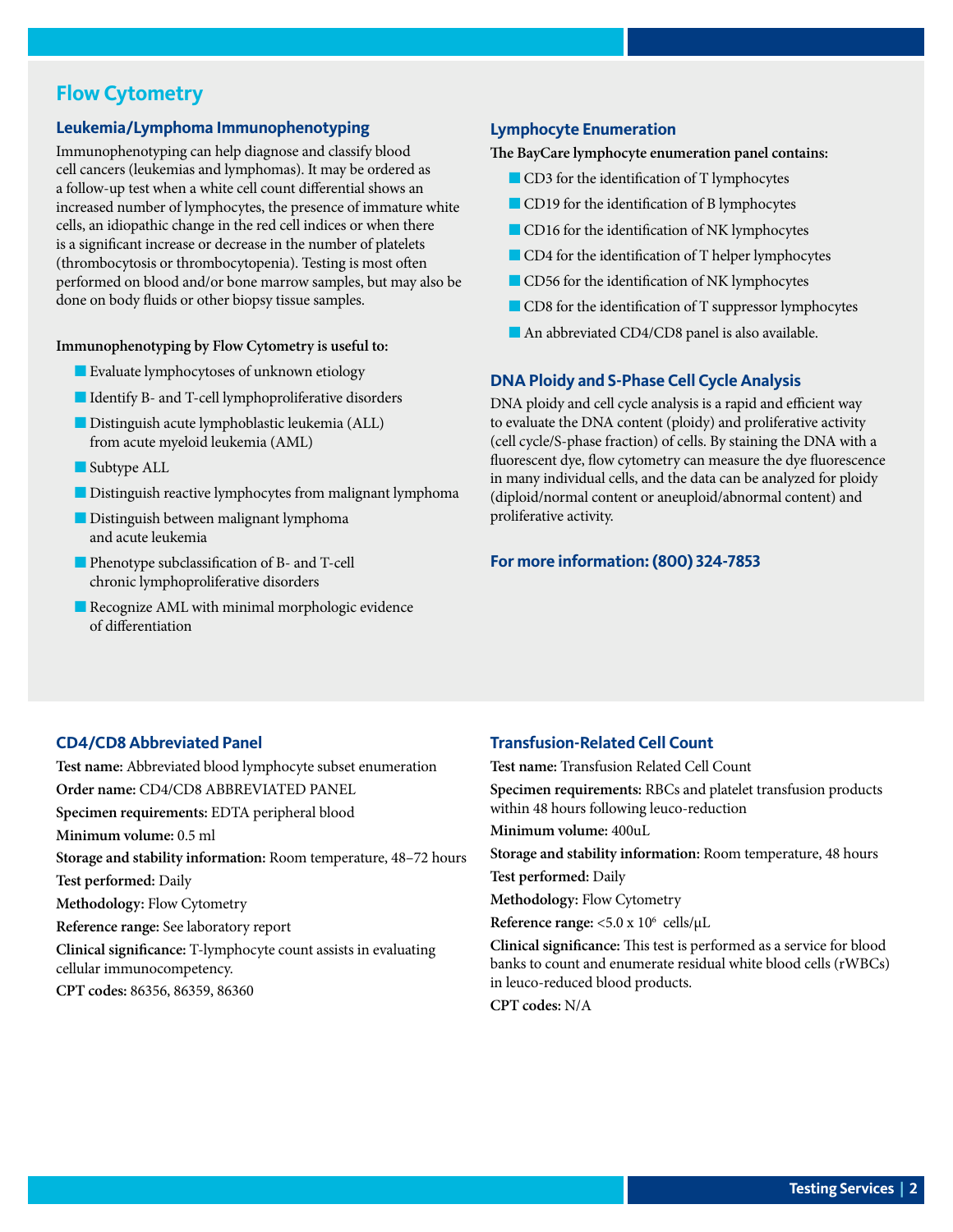# Flow Cytometry

## Leukemia/Lymphoma Immunophenotyping

Immunophenotyping can help diagnose and classify blood cell cancers (leukemias and lymphomas). It may be ordered as a follow-up test when a white cell count differential shows an increased number of lymphocytes, the presence of immature white cells, an idiopathic change in the red cell indices or when there is a significant increase or decrease in the number of platelets (thrombocytosis or thrombocytopenia). Testing is most often performed on blood and/or bone marrow samples, but may also be done on body fluids or other biopsy tissue samples.

**Immunophenotyping by Flow Cytometry is useful to:**

- Evaluate lymphocytoses of unknown etiology
- Identify B- and T-cell lymphoproliferative disorders
- Distinguish acute lymphoblastic leukemia (ALL) from acute myeloid leukemia (AML)
- Subtype ALL
- Distinguish reactive lymphocytes from malignant lymphoma
- Distinguish between malignant lymphoma and acute leukemia
- Phenotype subclassification of B- and T-cell chronic lymphoproliferative disorders
- Recognize AML with minimal morphologic evidence of differentiation

## Lymphocyte Enumeration

**The BayCare lymphocyte enumeration panel contains:**

- CD3 for the identification of T lymphocytes
- CD19 for the identification of B lymphocytes
- CD16 for the identification of NK lymphocytes
- CD4 for the identification of T helper lymphocytes
- CD56 for the identification of NK lymphocytes
- CD8 for the identification of T suppressor lymphocytes
- An abbreviated CD4/CD8 panel is also available.

## DNA Ploidy and S-Phase Cell Cycle Analysis

DNA ploidy and cell cycle analysis is a rapid and efficient way to evaluate the DNA content (ploidy) and proliferative activity (cell cycle/S-phase fraction) of cells. By staining the DNA with a fluorescent dye, flow cytometry can measure the dye fluorescence in many individual cells, and the data can be analyzed for ploidy (diploid/normal content or aneuploid/abnormal content) and proliferative activity.

**For more information: (800) 324-7853**

## CD4/CD8 Abbreviated Panel

**Test name:** Abbreviated blood lymphocyte subset enumeration

**Order name:** CD4/CD8 ABBREVIATED PANEL

**Specimen requirements:** EDTA peripheral blood

**Minimum volume:** 0.5 ml

**Storage and stability information:** Room temperature, 48–72 hours

**Test performed:** Daily

**Methodology:** Flow Cytometry

**Reference range:** See laboratory report

**Clinical significance:** T-lymphocyte count assists in evaluating cellular immunocompetency.

**CPT codes:** 86356, 86359, 86360

## Transfusion-Related Cell Count

**Test name:** Transfusion Related Cell Count

**Specimen requirements:** RBCs and platelet transfusion products within 48 hours following leuco-reduction

**Minimum volume:** 400uL

**Storage and stability information:** Room temperature, 48 hours

**Test performed:** Daily

**Methodology:** Flow Cytometry

**Reference range:** $<5.0 \times 10^6$ cells/μL

**Clinical significance:** This test is performed as a service for blood banks to count and enumerate residual white blood cells (rWBCs) in leuco-reduced blood products.

**CPT codes:** N/A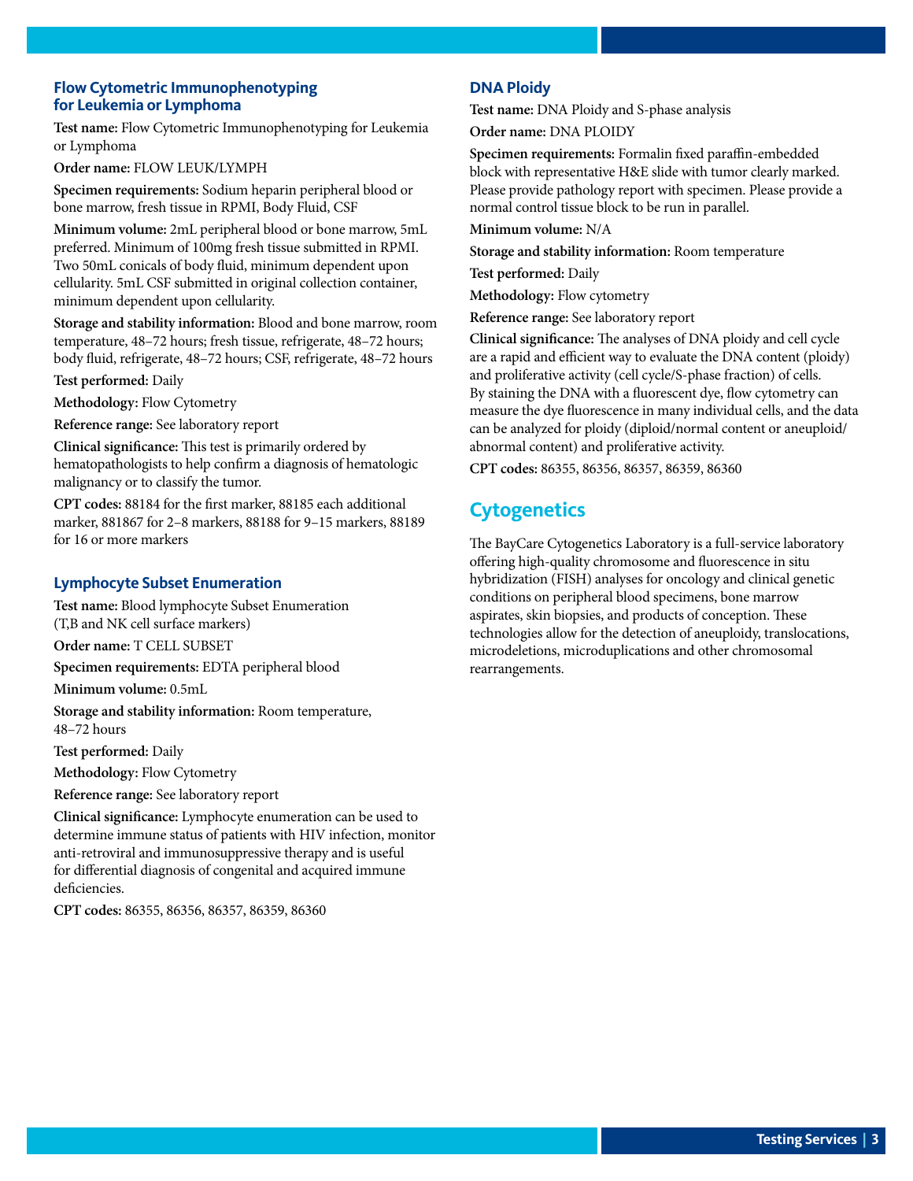### Flow Cytometric Immunophenotyping for Leukemia or Lymphoma

**Test name:** Flow Cytometric Immunophenotyping for Leukemia or Lymphoma

**Order name:** FLOW LEUK/LYMPH

**Specimen requirements:** Sodium heparin peripheral blood or bone marrow, fresh tissue in RPMI, Body Fluid, CSF

**Minimum volume:** 2mL peripheral blood or bone marrow, 5mL preferred. Minimum of 100mg fresh tissue submitted in RPMI. Two 50mL conicals of body fluid, minimum dependent upon cellularity. 5mL CSF submitted in original collection container, minimum dependent upon cellularity.

**Storage and stability information:** Blood and bone marrow, room temperature, 48–72 hours; fresh tissue, refrigerate, 48–72 hours; body fluid, refrigerate, 48–72 hours; CSF, refrigerate, 48–72 hours

**Test performed:** Daily

**Methodology:** Flow Cytometry

**Reference range:** See laboratory report

**Clinical significance:** This test is primarily ordered by hematopathologists to help confirm a diagnosis of hematologic malignancy or to classify the tumor.

**CPT codes:** 88184 for the first marker, 88185 each additional marker, 881867 for 2–8 markers, 88188 for 9–15 markers, 88189 for 16 or more markers

### Lymphocyte Subset Enumeration

**Test name:** Blood lymphocyte Subset Enumeration (T,B and NK cell surface markers)

**Order name:** T CELL SUBSET

**Specimen requirements:** EDTA peripheral blood

**Minimum volume:** 0.5mL

**Storage and stability information:** Room temperature, 48–72 hours

**Test performed:** Daily

**Methodology:** Flow Cytometry

**Reference range:** See laboratory report

**Clinical significance:** Lymphocyte enumeration can be used to determine immune status of patients with HIV infection, monitor anti-retroviral and immunosuppressive therapy and is useful for differential diagnosis of congenital and acquired immune deficiencies.

**CPT codes:** 86355, 86356, 86357, 86359, 86360

### DNA Ploidy

**Test name:** DNA Ploidy and S-phase analysis

**Order name:** DNA PLOIDY

**Specimen requirements:** Formalin fixed paraffin-embedded block with representative H&E slide with tumor clearly marked. Please provide pathology report with specimen. Please provide a normal control tissue block to be run in parallel.

**Minimum volume:** N/A

**Storage and stability information:** Room temperature

**Test performed:** Daily

**Methodology:** Flow cytometry

**Reference range:** See laboratory report

**Clinical significance:** The analyses of DNA ploidy and cell cycle are a rapid and efficient way to evaluate the DNA content (ploidy) and proliferative activity (cell cycle/S-phase fraction) of cells. By staining the DNA with a fluorescent dye, flow cytometry can measure the dye fluorescence in many individual cells, and the data can be analyzed for ploidy (diploid/normal content or aneuploid/abnormal content) and proliferative activity.

**CPT codes:** 86355, 86356, 86357, 86359, 86360

## Cytogenetics

The BayCare Cytogenetics Laboratory is a full-service laboratory offering high-quality chromosome and fluorescence in situ hybridization (FISH) analyses for oncology and clinical genetic conditions on peripheral blood specimens, bone marrow aspirates, skin biopsies, and products of conception. These technologies allow for the detection of aneuploidy, translocations, microdeletions, microduplications and other chromosomal rearrangements.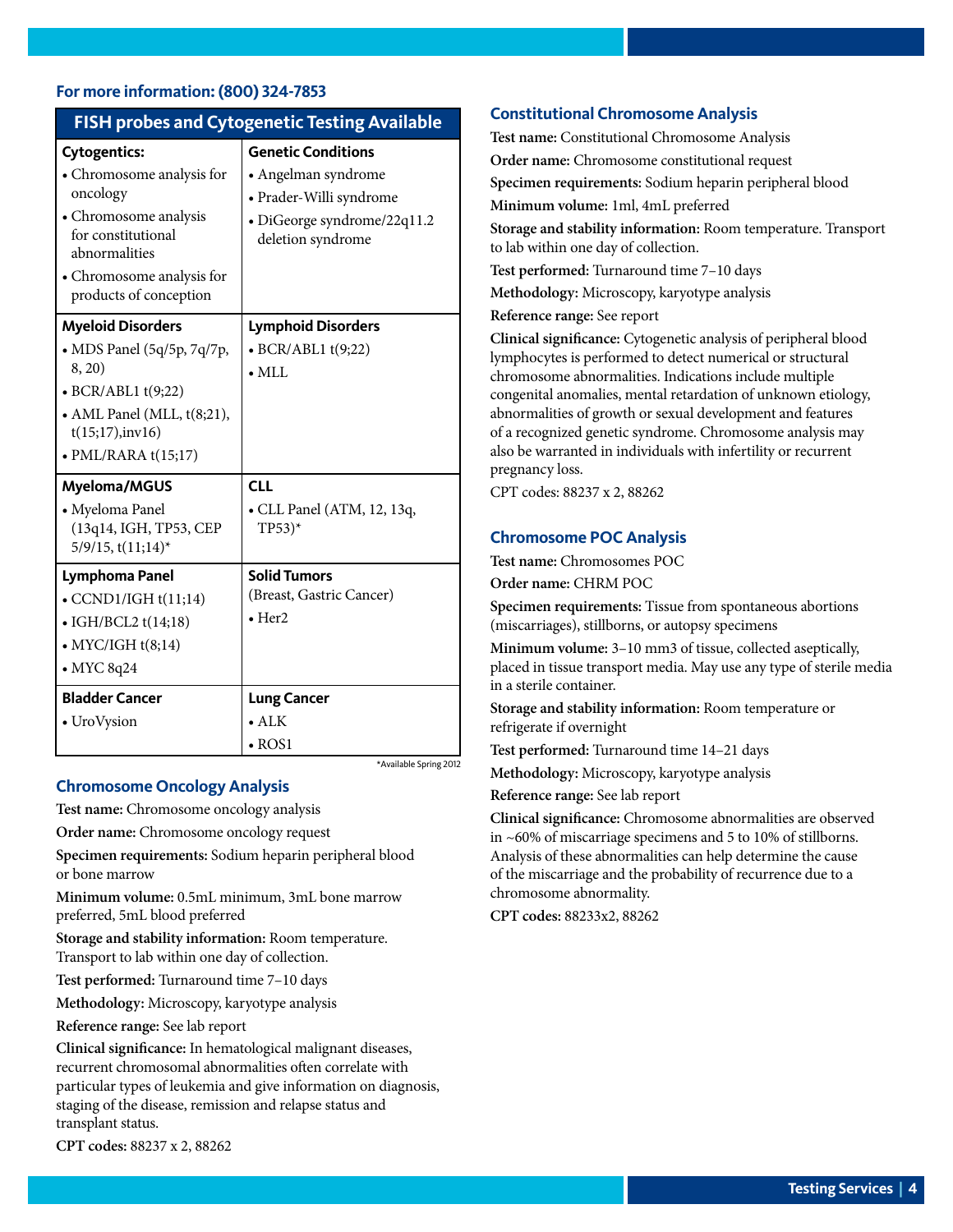**For more information: (800) 324-7853**

| FISH probes and Cytogenetic Testing Available | |
|---|---|
| **Cytogentics:**<br>• Chromosome analysis for oncology<br>• Chromosome analysis for constitutional abnormalities<br>• Chromosome analysis for products of conception | **Genetic Conditions**<br>• Angelman syndrome<br>• Prader-Willi syndrome<br>• DiGeorge syndrome/22q11.2 deletion syndrome |
| **Myeloid Disorders**<br>• MDS Panel (5q/5p, 7q/7p, 8, 20)<br>• BCR/ABL1 t(9;22)<br>• AML Panel (MLL, t(8;21), t(15;17),inv16)<br>• PML/RARA t(15;17) | **Lymphoid Disorders**<br>• BCR/ABL1 t(9;22)<br>• MLL |
| **Myeloma/MGUS**<br>• Myeloma Panel (13q14, IGH, TP53, CEP 5/9/15, t(11;14)* | **CLL**<br>• CLL Panel (ATM, 12, 13q, TP53)* |
| **Lymphoma Panel**<br>• CCND1/IGH t(11;14)<br>• IGH/BCL2 t(14;18)<br>• MYC/IGH t(8;14)<br>• MYC 8q24 | **Solid Tumors**<br>(Breast, Gastric Cancer)<br>• Her2 |
| **Bladder Cancer**<br>• UroVysion | **Lung Cancer**<br>• ALK<br>• ROS1 |

*Available Spring 2012

## Chromosome Oncology Analysis

**Test name:** Chromosome oncology analysis

**Order name:** Chromosome oncology request

**Specimen requirements:** Sodium heparin peripheral blood or bone marrow

**Minimum volume:** 0.5mL minimum, 3mL bone marrow preferred, 5mL blood preferred

**Storage and stability information:** Room temperature. Transport to lab within one day of collection.

**Test performed:** Turnaround time 7–10 days

**Methodology:** Microscopy, karyotype analysis

**Reference range:** See lab report

**Clinical significance:** In hematological malignant diseases, recurrent chromosomal abnormalities often correlate with particular types of leukemia and give information on diagnosis, staging of the disease, remission and relapse status and transplant status.

**CPT codes:** 88237 x 2, 88262

## Constitutional Chromosome Analysis

**Test name:** Constitutional Chromosome Analysis

**Order name:** Chromosome constitutional request

**Specimen requirements:** Sodium heparin peripheral blood

**Minimum volume:** 1ml, 4mL preferred

**Storage and stability information:** Room temperature. Transport to lab within one day of collection.

**Test performed:** Turnaround time 7–10 days

**Methodology:** Microscopy, karyotype analysis

**Reference range:** See report

**Clinical significance:** Cytogenetic analysis of peripheral blood lymphocytes is performed to detect numerical or structural chromosome abnormalities. Indications include multiple congenital anomalies, mental retardation of unknown etiology, abnormalities of growth or sexual development and features of a recognized genetic syndrome. Chromosome analysis may also be warranted in individuals with infertility or recurrent pregnancy loss.

CPT codes: 88237 x 2, 88262

## Chromosome POC Analysis

**Test name:** Chromosomes POC

**Order name:** CHRM POC

**Specimen requirements:** Tissue from spontaneous abortions (miscarriages), stillborns, or autopsy specimens

**Minimum volume:** 3–10 mm3 of tissue, collected aseptically, placed in tissue transport media. May use any type of sterile media in a sterile container.

**Storage and stability information:** Room temperature or refrigerate if overnight

**Test performed:** Turnaround time 14–21 days

**Methodology:** Microscopy, karyotype analysis

**Reference range:** See lab report

**Clinical significance:** Chromosome abnormalities are observed in ~60% of miscarriage specimens and 5 to 10% of stillborns. Analysis of these abnormalities can help determine the cause of the miscarriage and the probability of recurrence due to a chromosome abnormality.

**CPT codes:** 88233x2, 88262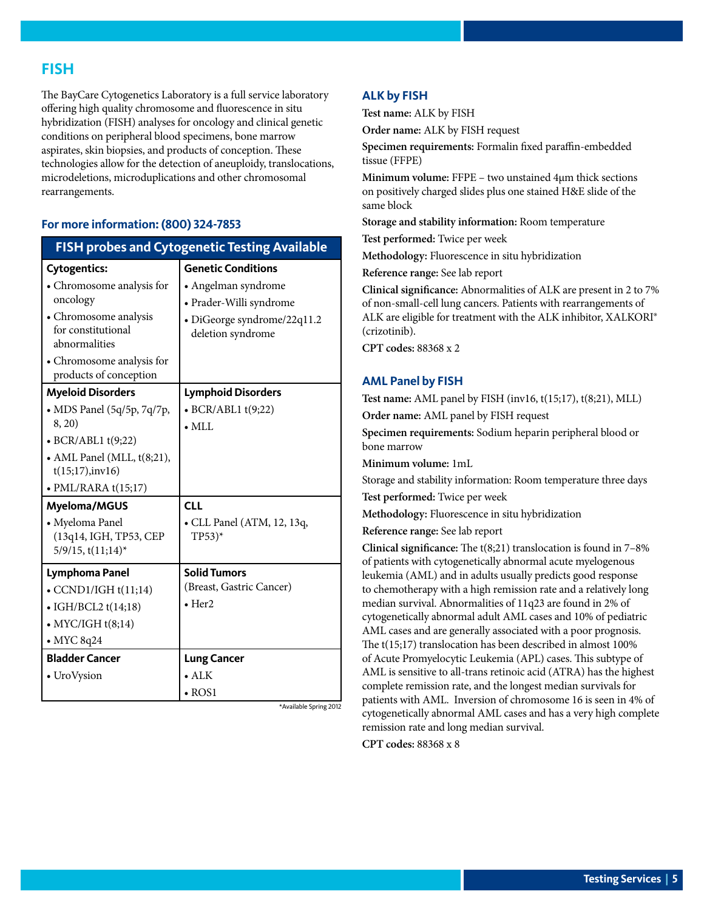## FISH

The BayCare Cytogenetics Laboratory is a full service laboratory offering high quality chromosome and fluorescence in situ hybridization (FISH) analyses for oncology and clinical genetic conditions on peripheral blood specimens, bone marrow aspirates, skin biopsies, and products of conception. These technologies allow for the detection of aneuploidy, translocations, microdeletions, microduplications and other chromosomal rearrangements.

### For more information: (800) 324-7853

| FISH probes and Cytogenetic Testing Available | |
|---|---|
| **Cytogentics:**<br>• Chromosome analysis for oncology<br>• Chromosome analysis for constitutional abnormalities<br>• Chromosome analysis for products of conception | **Genetic Conditions**<br>• Angelman syndrome<br>• Prader-Willi syndrome<br>• DiGeorge syndrome/22q11.2 deletion syndrome |
| **Myeloid Disorders**<br>• MDS Panel (5q/5p, 7q/7p, 8, 20)<br>• BCR/ABL1 t(9;22)<br>• AML Panel (MLL, t(8;21), t(15;17),inv16)<br>• PML/RARA t(15;17) | **Lymphoid Disorders**<br>• BCR/ABL1 t(9;22)<br>• MLL |
| **Myeloma/MGUS**<br>• Myeloma Panel (13q14, IGH, TP53, CEP 5/9/15, t(11;14)* | **CLL**<br>• CLL Panel (ATM, 12, 13q, TP53)* |
| **Lymphoma Panel**<br>• CCND1/IGH t(11;14)<br>• IGH/BCL2 t(14;18)<br>• MYC/IGH t(8;14)<br>• MYC 8q24 | **Solid Tumors**<br>(Breast, Gastric Cancer)<br>• Her2 |
| **Bladder Cancer**<br>• UroVysion | **Lung Cancer**<br>• ALK<br>• ROS1 |

*Available Spring 2012

### ALK by FISH

**Test name:** ALK by FISH

**Order name:** ALK by FISH request

**Specimen requirements:** Formalin fixed paraffin-embedded tissue (FFPE)

**Minimum volume:** FFPE – two unstained 4µm thick sections on positively charged slides plus one stained H&E slide of the same block

**Storage and stability information:** Room temperature

**Test performed:** Twice per week

**Methodology:** Fluorescence in situ hybridization

**Reference range:** See lab report

**Clinical significance:** Abnormalities of ALK are present in 2 to 7% of non-small-cell lung cancers. Patients with rearrangements of ALK are eligible for treatment with the ALK inhibitor, XALKORI® (crizotinib).

**CPT codes:** 88368 x 2

### AML Panel by FISH

**Test name:** AML panel by FISH (inv16, t(15;17), t(8;21), MLL)

**Order name:** AML panel by FISH request

**Specimen requirements:** Sodium heparin peripheral blood or bone marrow

**Minimum volume:** 1mL

Storage and stability information: Room temperature three days

**Test performed:** Twice per week

**Methodology:** Fluorescence in situ hybridization

**Reference range:** See lab report

**Clinical significance:** The t(8;21) translocation is found in 7–8% of patients with cytogenetically abnormal acute myelogenous leukemia (AML) and in adults usually predicts good response to chemotherapy with a high remission rate and a relatively long median survival. Abnormalities of 11q23 are found in 2% of cytogenetically abnormal adult AML cases and 10% of pediatric AML cases and are generally associated with a poor prognosis. The t(15;17) translocation has been described in almost 100% of Acute Promyelocytic Leukemia (APL) cases. This subtype of AML is sensitive to all-trans retinoic acid (ATRA) has the highest complete remission rate, and the longest median survivals for patients with AML. Inversion of chromosome 16 is seen in 4% of cytogenetically abnormal AML cases and has a very high complete remission rate and long median survival.

**CPT codes:** 88368 x 8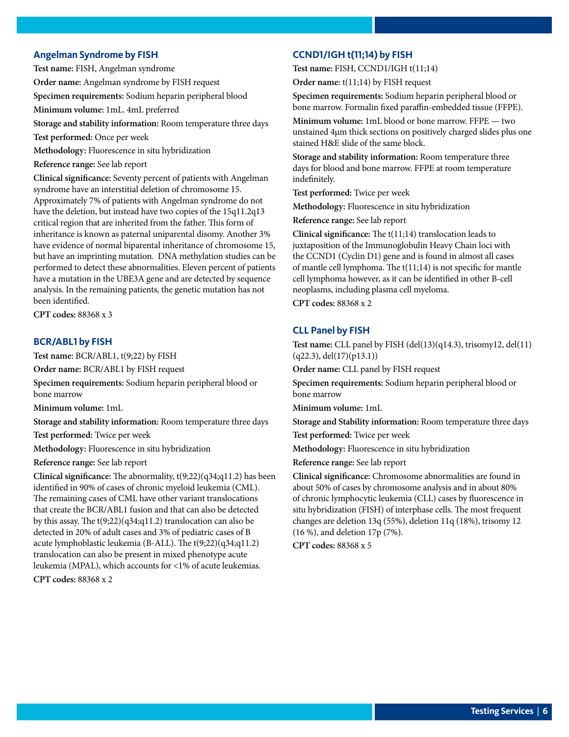## Angelman Syndrome by FISH

**Test name:** FISH, Angelman syndrome

**Order name:** Angelman syndrome by FISH request

**Specimen requirements:** Sodium heparin peripheral blood

**Minimum volume:** 1mL. 4mL preferred

**Storage and stability information:** Room temperature three days

**Test performed:** Once per week

**Methodology:** Fluorescence in situ hybridization

**Reference range:** See lab report

**Clinical significance:** Seventy percent of patients with Angelman syndrome have an interstitial deletion of chromosome 15. Approximately 7% of patients with Angelman syndrome do not have the deletion, but instead have two copies of the 15q11.2q13 critical region that are inherited from the father. This form of inheritance is known as paternal uniparental disomy. Another 3% have evidence of normal biparental inheritance of chromosome 15, but have an imprinting mutation. DNA methylation studies can be performed to detect these abnormalities. Eleven percent of patients have a mutation in the UBE3A gene and are detected by sequence analysis. In the remaining patients, the genetic mutation has not been identified.

**CPT codes:** 88368 x 3

## BCR/ABL1 by FISH

**Test name:** BCR/ABL1, t(9;22) by FISH

**Order name:** BCR/ABL1 by FISH request

**Specimen requirements:** Sodium heparin peripheral blood or bone marrow

**Minimum volume:** 1mL

**Storage and stability information:** Room temperature three days

**Test performed:** Twice per week

**Methodology:** Fluorescence in situ hybridization

**Reference range:** See lab report

**Clinical significance:** The abnormality, t(9;22)(q34;q11.2) has been identified in 90% of cases of chronic myeloid leukemia (CML). The remaining cases of CML have other variant translocations that create the BCR/ABL1 fusion and that can also be detected by this assay. The t(9;22)(q34;q11.2) translocation can also be detected in 20% of adult cases and 3% of pediatric cases of B acute lymphoblastic leukemia (B-ALL). The t(9;22)(q34;q11.2) translocation can also be present in mixed phenotype acute leukemia (MPAL), which accounts for <1% of acute leukemias.

**CPT codes:** 88368 x 2

## CCND1/IGH t(11;14) by FISH

**Test name:** FISH, CCND1/IGH t(11;14)

**Order name:** t(11;14) by FISH request

**Specimen requirements:** Sodium heparin peripheral blood or bone marrow. Formalin fixed paraffin-embedded tissue (FFPE).

**Minimum volume:** 1mL blood or bone marrow. FFPE — two unstained 4μm thick sections on positively charged slides plus one stained H&E slide of the same block.

**Storage and stability information:** Room temperature three days for blood and bone marrow. FFPE at room temperature indefinitely.

**Test performed:** Twice per week

**Methodology:** Fluorescence in situ hybridization

**Reference range:** See lab report

**Clinical significance:** The t(11;14) translocation leads to juxtaposition of the Immunoglobulin Heavy Chain loci with the CCND1 (Cyclin D1) gene and is found in almost all cases of mantle cell lymphoma. The t(11;14) is not specific for mantle cell lymphoma however, as it can be identified in other B-cell neoplasms, including plasma cell myeloma.

**CPT codes:** 88368 x 2

## CLL Panel by FISH

**Test name:** CLL panel by FISH (del(13)(q14.3), trisomy12, del(11)(q22.3), del(17)(p13.1))

**Order name:** CLL panel by FISH request

**Specimen requirements:** Sodium heparin peripheral blood or bone marrow

**Minimum volume:** 1mL

**Storage and Stability information:** Room temperature three days

**Test performed:** Twice per week

**Methodology:** Fluorescence in situ hybridization

**Reference range:** See lab report

**Clinical significance:** Chromosome abnormalities are found in about 50% of cases by chromosome analysis and in about 80% of chronic lymphocytic leukemia (CLL) cases by fluorescence in situ hybridization (FISH) of interphase cells. The most frequent changes are deletion 13q (55%), deletion 11q (18%), trisomy 12 (16 %), and deletion 17p (7%).

**CPT codes:** 88368 x 5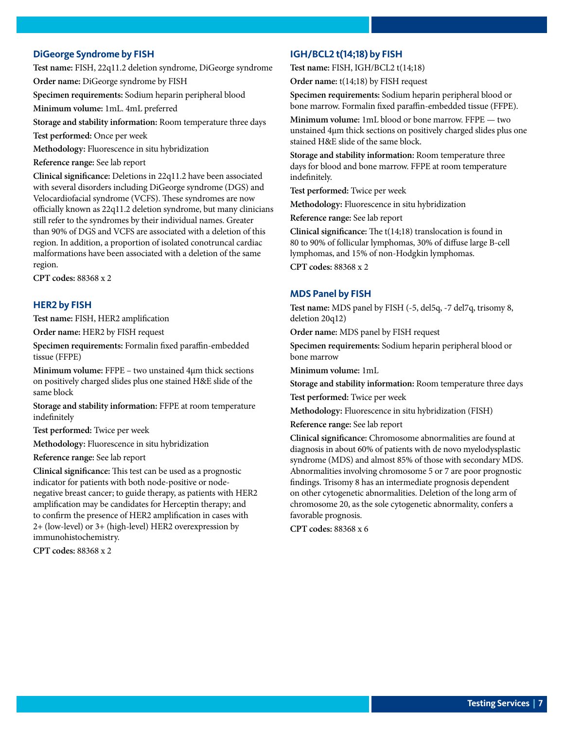## DiGeorge Syndrome by FISH

**Test name:** FISH, 22q11.2 deletion syndrome, DiGeorge syndrome

**Order name:** DiGeorge syndrome by FISH

**Specimen requirements:** Sodium heparin peripheral blood

**Minimum volume:** 1mL. 4mL preferred

**Storage and stability information:** Room temperature three days

**Test performed:** Once per week

**Methodology:** Fluorescence in situ hybridization

**Reference range:** See lab report

**Clinical significance:** Deletions in 22q11.2 have been associated with several disorders including DiGeorge syndrome (DGS) and Velocardiofacial syndrome (VCFS). These syndromes are now officially known as 22q11.2 deletion syndrome, but many clinicians still refer to the syndromes by their individual names. Greater than 90% of DGS and VCFS are associated with a deletion of this region. In addition, a proportion of isolated conotruncal cardiac malformations have been associated with a deletion of the same region.

**CPT codes:** 88368 x 2

## HER2 by FISH

**Test name:** FISH, HER2 amplification

**Order name:** HER2 by FISH request

**Specimen requirements:** Formalin fixed paraffin-embedded tissue (FFPE)

**Minimum volume:** FFPE – two unstained 4μm thick sections on positively charged slides plus one stained H&E slide of the same block

**Storage and stability information:** FFPE at room temperature indefinitely

**Test performed:** Twice per week

**Methodology:** Fluorescence in situ hybridization

**Reference range:** See lab report

**Clinical significance:** This test can be used as a prognostic indicator for patients with both node-positive or node-negative breast cancer; to guide therapy, as patients with HER2 amplification may be candidates for Herceptin therapy; and to confirm the presence of HER2 amplification in cases with 2+ (low-level) or 3+ (high-level) HER2 overexpression by immunohistochemistry.

**CPT codes:** 88368 x 2

## IGH/BCL2 t(14;18) by FISH

**Test name:** FISH, IGH/BCL2 t(14;18)

**Order name:** t(14;18) by FISH request

**Specimen requirements:** Sodium heparin peripheral blood or bone marrow. Formalin fixed paraffin-embedded tissue (FFPE).

**Minimum volume:** 1mL blood or bone marrow. FFPE — two unstained 4μm thick sections on positively charged slides plus one stained H&E slide of the same block.

**Storage and stability information:** Room temperature three days for blood and bone marrow. FFPE at room temperature indefinitely.

**Test performed:** Twice per week

**Methodology:** Fluorescence in situ hybridization

**Reference range:** See lab report

**Clinical significance:** The t(14;18) translocation is found in 80 to 90% of follicular lymphomas, 30% of diffuse large B-cell lymphomas, and 15% of non-Hodgkin lymphomas.

**CPT codes:** 88368 x 2

## MDS Panel by FISH

**Test name:** MDS panel by FISH (-5, del5q, -7 del7q, trisomy 8, deletion 20q12)

**Order name:** MDS panel by FISH request

**Specimen requirements:** Sodium heparin peripheral blood or bone marrow

**Minimum volume:** 1mL

**Storage and stability information:** Room temperature three days

**Test performed:** Twice per week

**Methodology:** Fluorescence in situ hybridization (FISH)

**Reference range:** See lab report

**Clinical significance:** Chromosome abnormalities are found at diagnosis in about 60% of patients with de novo myelodysplastic syndrome (MDS) and almost 85% of those with secondary MDS. Abnormalities involving chromosome 5 or 7 are poor prognostic findings. Trisomy 8 has an intermediate prognosis dependent on other cytogenetic abnormalities. Deletion of the long arm of chromosome 20, as the sole cytogenetic abnormality, confers a favorable prognosis.

**CPT codes:** 88368 x 6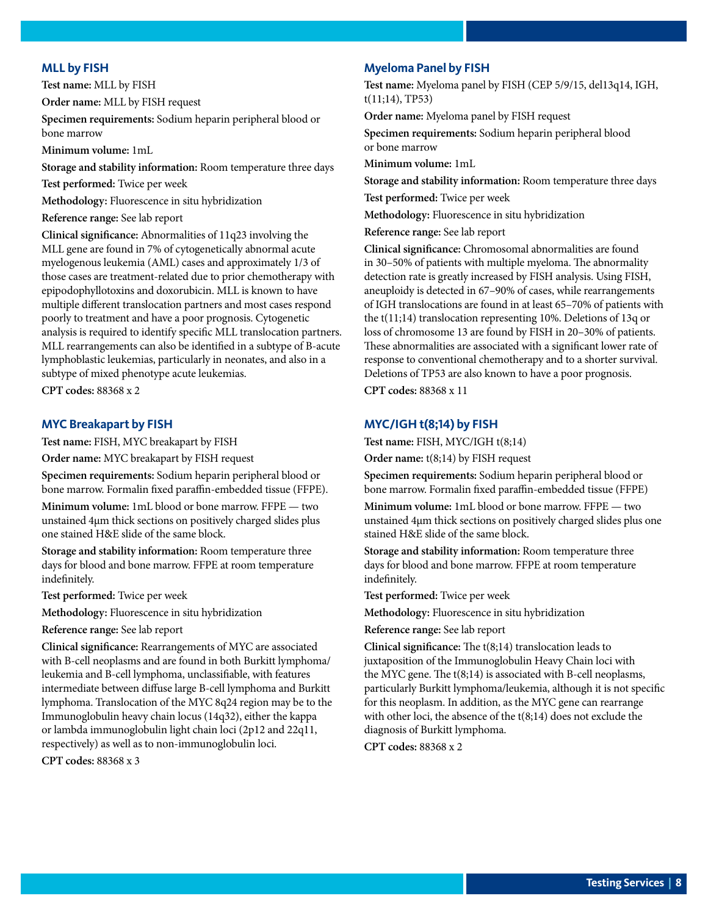## MLL by FISH

**Test name:** MLL by FISH

**Order name:** MLL by FISH request

**Specimen requirements:** Sodium heparin peripheral blood or bone marrow

**Minimum volume:** 1mL

**Storage and stability information:** Room temperature three days

**Test performed:** Twice per week

**Methodology:** Fluorescence in situ hybridization

**Reference range:** See lab report

**Clinical significance:** Abnormalities of 11q23 involving the MLL gene are found in 7% of cytogenetically abnormal acute myelogenous leukemia (AML) cases and approximately 1/3 of those cases are treatment-related due to prior chemotherapy with epipodophyllotoxins and doxorubicin. MLL is known to have multiple different translocation partners and most cases respond poorly to treatment and have a poor prognosis. Cytogenetic analysis is required to identify specific MLL translocation partners. MLL rearrangements can also be identified in a subtype of B-acute lymphoblastic leukemias, particularly in neonates, and also in a subtype of mixed phenotype acute leukemias.

**CPT codes:** 88368 x 2

## MYC Breakapart by FISH

**Test name:** FISH, MYC breakapart by FISH

**Order name:** MYC breakapart by FISH request

**Specimen requirements:** Sodium heparin peripheral blood or bone marrow. Formalin fixed paraffin-embedded tissue (FFPE).

**Minimum volume:** 1mL blood or bone marrow. FFPE — two unstained 4µm thick sections on positively charged slides plus one stained H&E slide of the same block.

**Storage and stability information:** Room temperature three days for blood and bone marrow. FFPE at room temperature indefinitely.

**Test performed:** Twice per week

**Methodology:** Fluorescence in situ hybridization

**Reference range:** See lab report

**Clinical significance:** Rearrangements of MYC are associated with B-cell neoplasms and are found in both Burkitt lymphoma/leukemia and B-cell lymphoma, unclassifiable, with features intermediate between diffuse large B-cell lymphoma and Burkitt lymphoma. Translocation of the MYC 8q24 region may be to the Immunoglobulin heavy chain locus (14q32), either the kappa or lambda immunoglobulin light chain loci (2p12 and 22q11, respectively) as well as to non-immunoglobulin loci.

**CPT codes:** 88368 x 3

## Myeloma Panel by FISH

**Test name:** Myeloma panel by FISH (CEP 5/9/15, del13q14, IGH, t(11;14), TP53)

**Order name:** Myeloma panel by FISH request

**Specimen requirements:** Sodium heparin peripheral blood or bone marrow

**Minimum volume:** 1mL

**Storage and stability information:** Room temperature three days

**Test performed:** Twice per week

**Methodology:** Fluorescence in situ hybridization

**Reference range:** See lab report

**Clinical significance:** Chromosomal abnormalities are found in 30–50% of patients with multiple myeloma. The abnormality detection rate is greatly increased by FISH analysis. Using FISH, aneuploidy is detected in 67–90% of cases, while rearrangements of IGH translocations are found in at least 65–70% of patients with the t(11;14) translocation representing 10%. Deletions of 13q or loss of chromosome 13 are found by FISH in 20–30% of patients. These abnormalities are associated with a significant lower rate of response to conventional chemotherapy and to a shorter survival. Deletions of TP53 are also known to have a poor prognosis.

**CPT codes:** 88368 x 11

## MYC/IGH t(8;14) by FISH

**Test name:** FISH, MYC/IGH t(8;14)

**Order name:** t(8;14) by FISH request

**Specimen requirements:** Sodium heparin peripheral blood or bone marrow. Formalin fixed paraffin-embedded tissue (FFPE)

**Minimum volume:** 1mL blood or bone marrow. FFPE — two unstained 4µm thick sections on positively charged slides plus one stained H&E slide of the same block.

**Storage and stability information:** Room temperature three days for blood and bone marrow. FFPE at room temperature indefinitely.

**Test performed:** Twice per week

**Methodology:** Fluorescence in situ hybridization

**Reference range:** See lab report

**Clinical significance:** The t(8;14) translocation leads to juxtaposition of the Immunoglobulin Heavy Chain loci with the MYC gene. The t(8;14) is associated with B-cell neoplasms, particularly Burkitt lymphoma/leukemia, although it is not specific for this neoplasm. In addition, as the MYC gene can rearrange with other loci, the absence of the t(8;14) does not exclude the diagnosis of Burkitt lymphoma.

**CPT codes:** 88368 x 2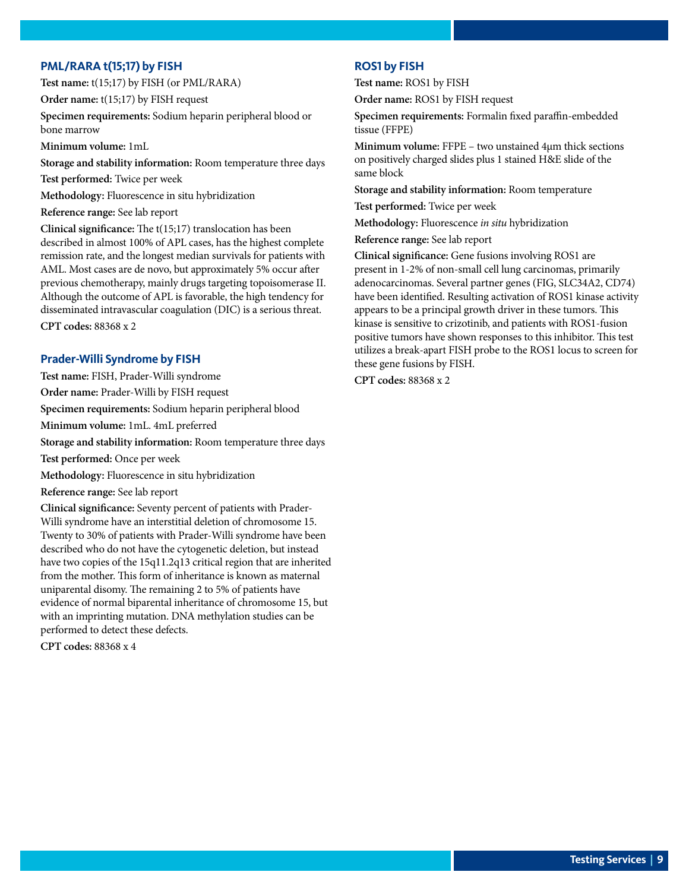## PML/RARA t(15;17) by FISH

**Test name:** t(15;17) by FISH (or PML/RARA)

**Order name:** t(15;17) by FISH request

**Specimen requirements:** Sodium heparin peripheral blood or bone marrow

**Minimum volume:** 1mL

**Storage and stability information:** Room temperature three days

**Test performed:** Twice per week

**Methodology:** Fluorescence in situ hybridization

**Reference range:** See lab report

**Clinical significance:** The t(15;17) translocation has been described in almost 100% of APL cases, has the highest complete remission rate, and the longest median survivals for patients with AML. Most cases are de novo, but approximately 5% occur after previous chemotherapy, mainly drugs targeting topoisomerase II. Although the outcome of APL is favorable, the high tendency for disseminated intravascular coagulation (DIC) is a serious threat.

**CPT codes:** 88368 x 2

## Prader-Willi Syndrome by FISH

**Test name:** FISH, Prader-Willi syndrome

**Order name:** Prader-Willi by FISH request

**Specimen requirements:** Sodium heparin peripheral blood

**Minimum volume:** 1mL. 4mL preferred

**Storage and stability information:** Room temperature three days

**Test performed:** Once per week

**Methodology:** Fluorescence in situ hybridization

**Reference range:** See lab report

**Clinical significance:** Seventy percent of patients with Prader-Willi syndrome have an interstitial deletion of chromosome 15. Twenty to 30% of patients with Prader-Willi syndrome have been described who do not have the cytogenetic deletion, but instead have two copies of the 15q11.2q13 critical region that are inherited from the mother. This form of inheritance is known as maternal uniparental disomy. The remaining 2 to 5% of patients have evidence of normal biparental inheritance of chromosome 15, but with an imprinting mutation. DNA methylation studies can be performed to detect these defects.

**CPT codes:** 88368 x 4

## ROS1 by FISH

**Test name:** ROS1 by FISH

**Order name:** ROS1 by FISH request

**Specimen requirements:** Formalin fixed paraffin-embedded tissue (FFPE)

**Minimum volume:** FFPE – two unstained 4µm thick sections on positively charged slides plus 1 stained H&E slide of the same block

**Storage and stability information:** Room temperature

**Test performed:** Twice per week

**Methodology:** Fluorescence *in situ* hybridization

**Reference range:** See lab report

**Clinical significance:** Gene fusions involving ROS1 are present in 1-2% of non-small cell lung carcinomas, primarily adenocarcinomas. Several partner genes (FIG, SLC34A2, CD74) have been identified. Resulting activation of ROS1 kinase activity appears to be a principal growth driver in these tumors. This kinase is sensitive to crizotinib, and patients with ROS1-fusion positive tumors have shown responses to this inhibitor. This test utilizes a break-apart FISH probe to the ROS1 locus to screen for these gene fusions by FISH.

**CPT codes:** 88368 x 2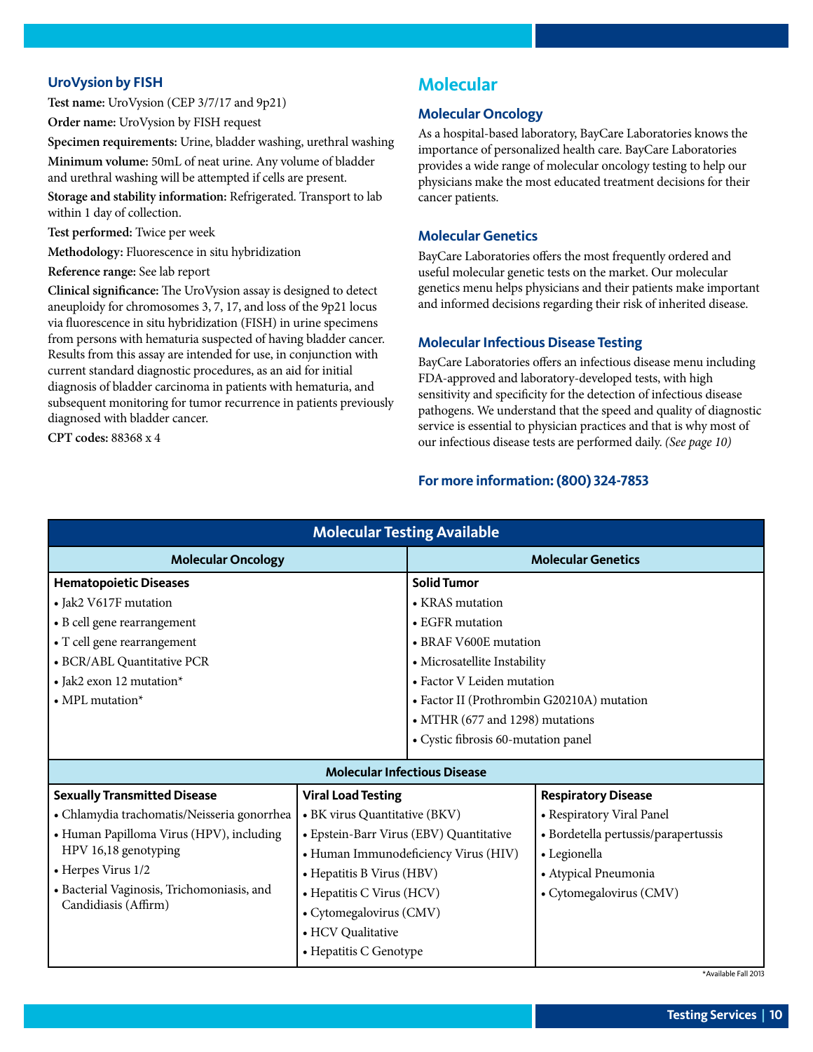### UroVysion by FISH

**Test name:** UroVysion (CEP 3/7/17 and 9p21)

**Order name:** UroVysion by FISH request

**Specimen requirements:** Urine, bladder washing, urethral washing

**Minimum volume:** 50mL of neat urine. Any volume of bladder and urethral washing will be attempted if cells are present.

**Storage and stability information:** Refrigerated. Transport to lab within 1 day of collection.

**Test performed:** Twice per week

**Methodology:** Fluorescence in situ hybridization

**Reference range:** See lab report

**Clinical significance:** The UroVysion assay is designed to detect aneuploidy for chromosomes 3, 7, 17, and loss of the 9p21 locus via fluorescence in situ hybridization (FISH) in urine specimens from persons with hematuria suspected of having bladder cancer. Results from this assay are intended for use, in conjunction with current standard diagnostic procedures, as an aid for initial diagnosis of bladder carcinoma in patients with hematuria, and subsequent monitoring for tumor recurrence in patients previously diagnosed with bladder cancer.

**CPT codes:** 88368 x 4

## Molecular

### Molecular Oncology

As a hospital-based laboratory, BayCare Laboratories knows the importance of personalized health care. BayCare Laboratories provides a wide range of molecular oncology testing to help our physicians make the most educated treatment decisions for their cancer patients.

### Molecular Genetics

BayCare Laboratories offers the most frequently ordered and useful molecular genetic tests on the market. Our molecular genetics menu helps physicians and their patients make important and informed decisions regarding their risk of inherited disease.

### Molecular Infectious Disease Testing

BayCare Laboratories offers an infectious disease menu including FDA-approved and laboratory-developed tests, with high sensitivity and specificity for the detection of infectious disease pathogens. We understand that the speed and quality of diagnostic service is essential to physician practices and that is why most of our infectious disease tests are performed daily. *(See page 10)*

**For more information: (800) 324-7853**

**Molecular Testing Available**

| Molecular Oncology | Molecular Genetics |
|---|---|
| **Hematopoietic Diseases** | **Solid Tumor** |
| • Jak2 V617F mutation | • KRAS mutation |
| • B cell gene rearrangement | • EGFR mutation |
| • T cell gene rearrangement | • BRAF V600E mutation |
| • BCR/ABL Quantitative PCR | • Microsatellite Instability |
| • Jak2 exon 12 mutation* | • Factor V Leiden mutation |
| • MPL mutation* | • Factor II (Prothrombin G20210A) mutation |
| | • MTHR (677 and 1298) mutations |
| | • Cystic fibrosis 60-mutation panel |

**Molecular Infectious Disease**

| Sexually Transmitted Disease | Viral Load Testing | Respiratory Disease |
|---|---|---|
| • Chlamydia trachomatis/Neisseria gonorrhea | • BK virus Quantitative (BKV) | • Respiratory Viral Panel |
| • Human Papilloma Virus (HPV), including HPV 16,18 genotyping | • Epstein-Barr Virus (EBV) Quantitative | • Bordetella pertussis/parapertussis |
| • Herpes Virus 1/2 | • Human Immunodeficiency Virus (HIV) | • Legionella |
| • Bacterial Vaginosis, Trichomoniasis, and Candidiasis (Affirm) | • Hepatitis B Virus (HBV) | • Atypical Pneumonia |
| | • Hepatitis C Virus (HCV) | • Cytomegalovirus (CMV) |
| | • Cytomegalovirus (CMV) | |
| | • HCV Qualitative | |
| | • Hepatitis C Genotype | |

*Available Fall 2013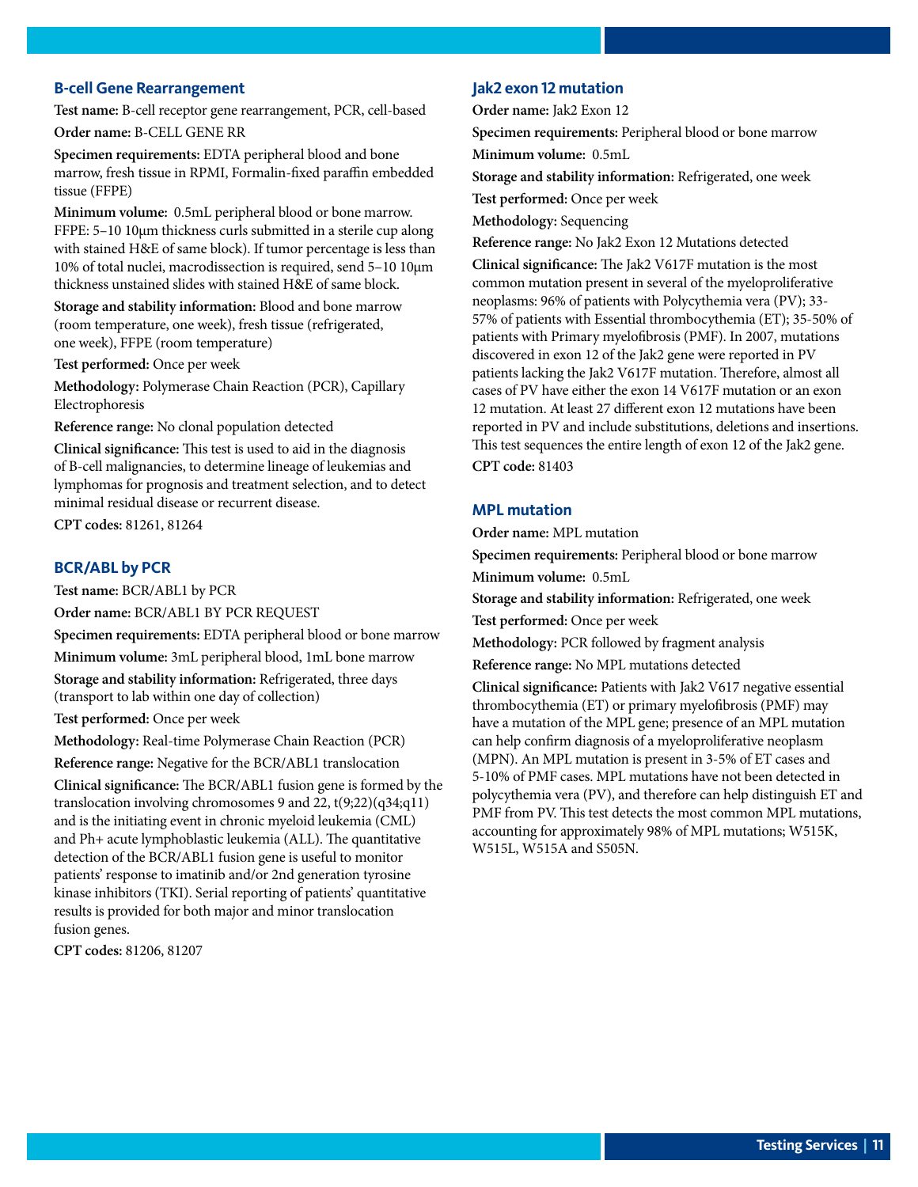## B-cell Gene Rearrangement

**Test name:** B-cell receptor gene rearrangement, PCR, cell-based

**Order name:** B-CELL GENE RR

**Specimen requirements:** EDTA peripheral blood and bone marrow, fresh tissue in RPMI, Formalin-fixed paraffin embedded tissue (FFPE)

**Minimum volume:** 0.5mL peripheral blood or bone marrow. FFPE: 5–10 10μm thickness curls submitted in a sterile cup along with stained H&E of same block). If tumor percentage is less than 10% of total nuclei, macrodissection is required, send 5–10 10μm thickness unstained slides with stained H&E of same block.

**Storage and stability information:** Blood and bone marrow (room temperature, one week), fresh tissue (refrigerated, one week), FFPE (room temperature)

**Test performed:** Once per week

**Methodology:** Polymerase Chain Reaction (PCR), Capillary Electrophoresis

**Reference range:** No clonal population detected

**Clinical significance:** This test is used to aid in the diagnosis of B-cell malignancies, to determine lineage of leukemias and lymphomas for prognosis and treatment selection, and to detect minimal residual disease or recurrent disease.

**CPT codes:** 81261, 81264

## BCR/ABL by PCR

**Test name:** BCR/ABL1 by PCR

**Order name:** BCR/ABL1 BY PCR REQUEST

**Specimen requirements:** EDTA peripheral blood or bone marrow

**Minimum volume:** 3mL peripheral blood, 1mL bone marrow

**Storage and stability information:** Refrigerated, three days (transport to lab within one day of collection)

**Test performed:** Once per week

**Methodology:** Real-time Polymerase Chain Reaction (PCR)

**Reference range:** Negative for the BCR/ABL1 translocation

**Clinical significance:** The BCR/ABL1 fusion gene is formed by the translocation involving chromosomes 9 and 22, t(9;22)(q34;q11) and is the initiating event in chronic myeloid leukemia (CML) and Ph+ acute lymphoblastic leukemia (ALL). The quantitative detection of the BCR/ABL1 fusion gene is useful to monitor patients' response to imatinib and/or 2nd generation tyrosine kinase inhibitors (TKI). Serial reporting of patients' quantitative results is provided for both major and minor translocation fusion genes.

**CPT codes:** 81206, 81207

## Jak2 exon 12 mutation

**Order name:** Jak2 Exon 12

**Specimen requirements:** Peripheral blood or bone marrow

**Minimum volume:** 0.5mL

**Storage and stability information:** Refrigerated, one week

**Test performed:** Once per week

**Methodology:** Sequencing

**Reference range:** No Jak2 Exon 12 Mutations detected

**Clinical significance:** The Jak2 V617F mutation is the most common mutation present in several of the myeloproliferative neoplasms: 96% of patients with Polycythemia vera (PV); 33-57% of patients with Essential thrombocythemia (ET); 35-50% of patients with Primary myelofibrosis (PMF). In 2007, mutations discovered in exon 12 of the Jak2 gene were reported in PV patients lacking the Jak2 V617F mutation. Therefore, almost all cases of PV have either the exon 14 V617F mutation or an exon 12 mutation. At least 27 different exon 12 mutations have been reported in PV and include substitutions, deletions and insertions. This test sequences the entire length of exon 12 of the Jak2 gene.

**CPT code:** 81403

## MPL mutation

**Order name:** MPL mutation

**Specimen requirements:** Peripheral blood or bone marrow

**Minimum volume:** 0.5mL

**Storage and stability information:** Refrigerated, one week

**Test performed:** Once per week

**Methodology:** PCR followed by fragment analysis

**Reference range:** No MPL mutations detected

**Clinical significance:** Patients with Jak2 V617 negative essential thrombocythemia (ET) or primary myelofibrosis (PMF) may have a mutation of the MPL gene; presence of an MPL mutation can help confirm diagnosis of a myeloproliferative neoplasm (MPN). An MPL mutation is present in 3-5% of ET cases and 5-10% of PMF cases. MPL mutations have not been detected in polycythemia vera (PV), and therefore can help distinguish ET and PMF from PV. This test detects the most common MPL mutations, accounting for approximately 98% of MPL mutations; W515K, W515L, W515A and S505N.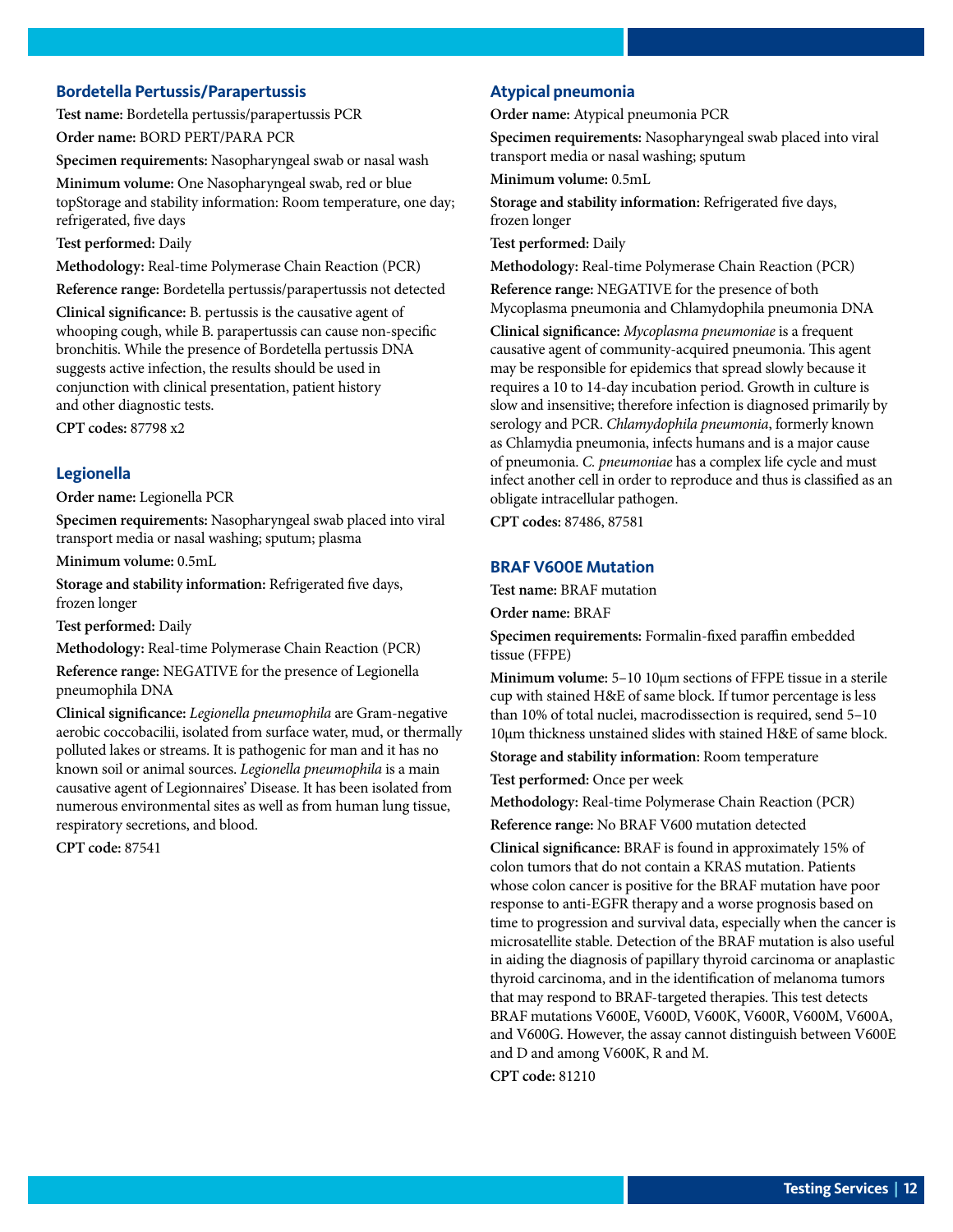## Bordetella Pertussis/Parapertussis

**Test name:** Bordetella pertussis/parapertussis PCR

**Order name:** BORD PERT/PARA PCR

**Specimen requirements:** Nasopharyngeal swab or nasal wash

**Minimum volume:** One Nasopharyngeal swab, red or blue topStorage and stability information: Room temperature, one day; refrigerated, five days

**Test performed:** Daily

**Methodology:** Real-time Polymerase Chain Reaction (PCR)

**Reference range:** Bordetella pertussis/parapertussis not detected

**Clinical significance:** B. pertussis is the causative agent of whooping cough, while B. parapertussis can cause non-specific bronchitis. While the presence of Bordetella pertussis DNA suggests active infection, the results should be used in conjunction with clinical presentation, patient history and other diagnostic tests.

**CPT codes:** 87798 x2

## Legionella

**Order name:** Legionella PCR

**Specimen requirements:** Nasopharyngeal swab placed into viral transport media or nasal washing; sputum; plasma

**Minimum volume:** 0.5mL

**Storage and stability information:** Refrigerated five days, frozen longer

**Test performed:** Daily

**Methodology:** Real-time Polymerase Chain Reaction (PCR)

**Reference range:** NEGATIVE for the presence of Legionella pneumophila DNA

**Clinical significance:** *Legionella pneumophila* are Gram-negative aerobic coccobacilii, isolated from surface water, mud, or thermally polluted lakes or streams. It is pathogenic for man and it has no known soil or animal sources. *Legionella pneumophila* is a main causative agent of Legionnaires' Disease. It has been isolated from numerous environmental sites as well as from human lung tissue, respiratory secretions, and blood.

**CPT code:** 87541

## Atypical pneumonia

**Order name:** Atypical pneumonia PCR

**Specimen requirements:** Nasopharyngeal swab placed into viral transport media or nasal washing; sputum

**Minimum volume:** 0.5mL

**Storage and stability information:** Refrigerated five days, frozen longer

**Test performed:** Daily

**Methodology:** Real-time Polymerase Chain Reaction (PCR)

**Reference range:** NEGATIVE for the presence of both Mycoplasma pneumonia and Chlamydophila pneumonia DNA

**Clinical significance:** *Mycoplasma pneumoniae* is a frequent causative agent of community-acquired pneumonia. This agent may be responsible for epidemics that spread slowly because it requires a 10 to 14-day incubation period. Growth in culture is slow and insensitive; therefore infection is diagnosed primarily by serology and PCR. *Chlamydophila pneumonia*, formerly known as Chlamydia pneumonia, infects humans and is a major cause of pneumonia. *C. pneumoniae* has a complex life cycle and must infect another cell in order to reproduce and thus is classified as an obligate intracellular pathogen.

**CPT codes:** 87486, 87581

## BRAF V600E Mutation

**Test name:** BRAF mutation

**Order name:** BRAF

**Specimen requirements:** Formalin-fixed paraffin embedded tissue (FFPE)

**Minimum volume:** 5–10 10μm sections of FFPE tissue in a sterile cup with stained H&E of same block. If tumor percentage is less than 10% of total nuclei, macrodissection is required, send 5–10 10μm thickness unstained slides with stained H&E of same block.

**Storage and stability information:** Room temperature

**Test performed:** Once per week

**Methodology:** Real-time Polymerase Chain Reaction (PCR)

**Reference range:** No BRAF V600 mutation detected

**Clinical significance:** BRAF is found in approximately 15% of colon tumors that do not contain a KRAS mutation. Patients whose colon cancer is positive for the BRAF mutation have poor response to anti-EGFR therapy and a worse prognosis based on time to progression and survival data, especially when the cancer is microsatellite stable. Detection of the BRAF mutation is also useful in aiding the diagnosis of papillary thyroid carcinoma or anaplastic thyroid carcinoma, and in the identification of melanoma tumors that may respond to BRAF-targeted therapies. This test detects BRAF mutations V600E, V600D, V600K, V600R, V600M, V600A, and V600G. However, the assay cannot distinguish between V600E and D and among V600K, R and M.

**CPT code:** 81210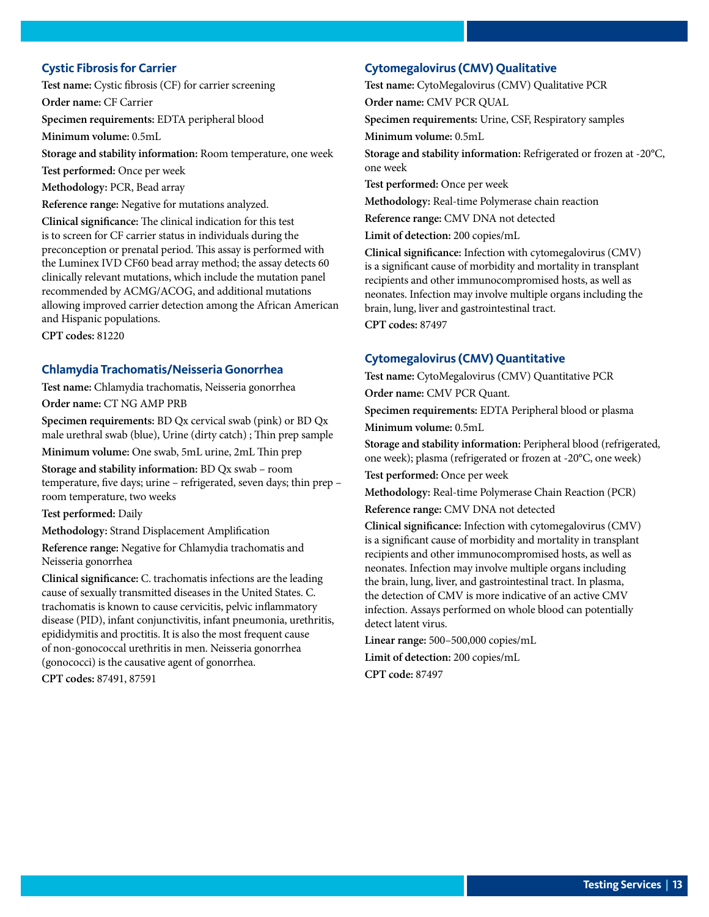### Cystic Fibrosis for Carrier

**Test name:** Cystic fibrosis (CF) for carrier screening

**Order name:** CF Carrier

**Specimen requirements:** EDTA peripheral blood

**Minimum volume:** 0.5mL

**Storage and stability information:** Room temperature, one week

**Test performed:** Once per week

**Methodology:** PCR, Bead array

**Reference range:** Negative for mutations analyzed.

**Clinical significance:** The clinical indication for this test is to screen for CF carrier status in individuals during the preconception or prenatal period. This assay is performed with the Luminex IVD CF60 bead array method; the assay detects 60 clinically relevant mutations, which include the mutation panel recommended by ACMG/ACOG, and additional mutations allowing improved carrier detection among the African American and Hispanic populations.

**CPT codes:** 81220

### Chlamydia Trachomatis/Neisseria Gonorrhea

**Test name:** Chlamydia trachomatis, Neisseria gonorrhea

**Order name:** CT NG AMP PRB

**Specimen requirements:** BD Qx cervical swab (pink) or BD Qx male urethral swab (blue), Urine (dirty catch) ; Thin prep sample

**Minimum volume:** One swab, 5mL urine, 2mL Thin prep

**Storage and stability information:** BD Qx swab – room temperature, five days; urine – refrigerated, seven days; thin prep – room temperature, two weeks

**Test performed:** Daily

**Methodology:** Strand Displacement Amplification

**Reference range:** Negative for Chlamydia trachomatis and Neisseria gonorrhea

**Clinical significance:** C. trachomatis infections are the leading cause of sexually transmitted diseases in the United States. C. trachomatis is known to cause cervicitis, pelvic inflammatory disease (PID), infant conjunctivitis, infant pneumonia, urethritis, epididymitis and proctitis. It is also the most frequent cause of non-gonococcal urethritis in men. Neisseria gonorrhea (gonococci) is the causative agent of gonorrhea.

**CPT codes:** 87491, 87591

### Cytomegalovirus (CMV) Qualitative

**Test name:** CytoMegalovirus (CMV) Qualitative PCR

**Order name:** CMV PCR QUAL

**Specimen requirements:** Urine, CSF, Respiratory samples

**Minimum volume:** 0.5mL

**Storage and stability information:** Refrigerated or frozen at -20°C, one week

**Test performed:** Once per week

**Methodology:** Real-time Polymerase chain reaction

**Reference range:** CMV DNA not detected

**Limit of detection:** 200 copies/mL

**Clinical significance:** Infection with cytomegalovirus (CMV) is a significant cause of morbidity and mortality in transplant recipients and other immunocompromised hosts, as well as neonates. Infection may involve multiple organs including the brain, lung, liver and gastrointestinal tract.

**CPT codes:** 87497

### Cytomegalovirus (CMV) Quantitative

**Test name:** CytoMegalovirus (CMV) Quantitative PCR

**Order name:** CMV PCR Quant.

**Specimen requirements:** EDTA Peripheral blood or plasma

**Minimum volume:** 0.5mL

**Storage and stability information:** Peripheral blood (refrigerated, one week); plasma (refrigerated or frozen at -20°C, one week)

**Test performed:** Once per week

**Methodology:** Real-time Polymerase Chain Reaction (PCR)

**Reference range:** CMV DNA not detected

**Clinical significance:** Infection with cytomegalovirus (CMV) is a significant cause of morbidity and mortality in transplant recipients and other immunocompromised hosts, as well as neonates. Infection may involve multiple organs including the brain, lung, liver, and gastrointestinal tract. In plasma, the detection of CMV is more indicative of an active CMV infection. Assays performed on whole blood can potentially detect latent virus.

**Linear range:** 500–500,000 copies/mL

**Limit of detection:** 200 copies/mL

**CPT code:** 87497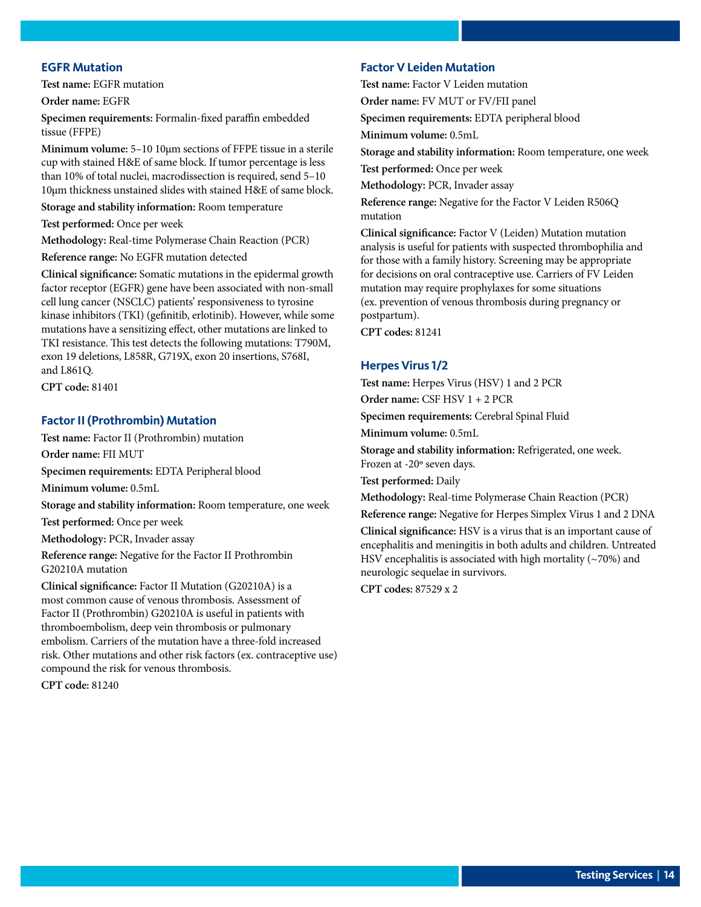### EGFR Mutation

**Test name:** EGFR mutation

**Order name:** EGFR

**Specimen requirements:** Formalin-fixed paraffin embedded tissue (FFPE)

**Minimum volume:** 5–10 10μm sections of FFPE tissue in a sterile cup with stained H&E of same block. If tumor percentage is less than 10% of total nuclei, macrodissection is required, send 5–10 10μm thickness unstained slides with stained H&E of same block.

**Storage and stability information:** Room temperature

**Test performed:** Once per week

**Methodology:** Real-time Polymerase Chain Reaction (PCR)

**Reference range:** No EGFR mutation detected

**Clinical significance:** Somatic mutations in the epidermal growth factor receptor (EGFR) gene have been associated with non-small cell lung cancer (NSCLC) patients' responsiveness to tyrosine kinase inhibitors (TKI) (gefinitib, erlotinib). However, while some mutations have a sensitizing effect, other mutations are linked to TKI resistance. This test detects the following mutations: T790M, exon 19 deletions, L858R, G719X, exon 20 insertions, S768I, and L861Q.

**CPT code:** 81401

### Factor II (Prothrombin) Mutation

**Test name:** Factor II (Prothrombin) mutation

**Order name:** FII MUT

**Specimen requirements:** EDTA Peripheral blood

**Minimum volume:** 0.5mL

**Storage and stability information:** Room temperature, one week

**Test performed:** Once per week

**Methodology:** PCR, Invader assay

**Reference range:** Negative for the Factor II Prothrombin G20210A mutation

**Clinical significance:** Factor II Mutation (G20210A) is a most common cause of venous thrombosis. Assessment of Factor II (Prothrombin) G20210A is useful in patients with thromboembolism, deep vein thrombosis or pulmonary embolism. Carriers of the mutation have a three-fold increased risk. Other mutations and other risk factors (ex. contraceptive use) compound the risk for venous thrombosis.

**CPT code:** 81240

### Factor V Leiden Mutation

**Test name:** Factor V Leiden mutation

**Order name:** FV MUT or FV/FII panel

**Specimen requirements:** EDTA peripheral blood

**Minimum volume:** 0.5mL

**Storage and stability information:** Room temperature, one week

**Test performed:** Once per week

**Methodology:** PCR, Invader assay

**Reference range:** Negative for the Factor V Leiden R506Q mutation

**Clinical significance:** Factor V (Leiden) Mutation mutation analysis is useful for patients with suspected thrombophilia and for those with a family history. Screening may be appropriate for decisions on oral contraceptive use. Carriers of FV Leiden mutation may require prophylaxes for some situations (ex. prevention of venous thrombosis during pregnancy or postpartum).

**CPT codes:** 81241

### Herpes Virus 1/2

**Test name:** Herpes Virus (HSV) 1 and 2 PCR

**Order name:** CSF HSV 1 + 2 PCR

**Specimen requirements:** Cerebral Spinal Fluid

**Minimum volume:** 0.5mL

**Storage and stability information:** Refrigerated, one week. Frozen at -20º seven days.

**Test performed:** Daily

**Methodology:** Real-time Polymerase Chain Reaction (PCR)

**Reference range:** Negative for Herpes Simplex Virus 1 and 2 DNA

**Clinical significance:** HSV is a virus that is an important cause of encephalitis and meningitis in both adults and children. Untreated HSV encephalitis is associated with high mortality (~70%) and neurologic sequelae in survivors.

**CPT codes:** 87529 x 2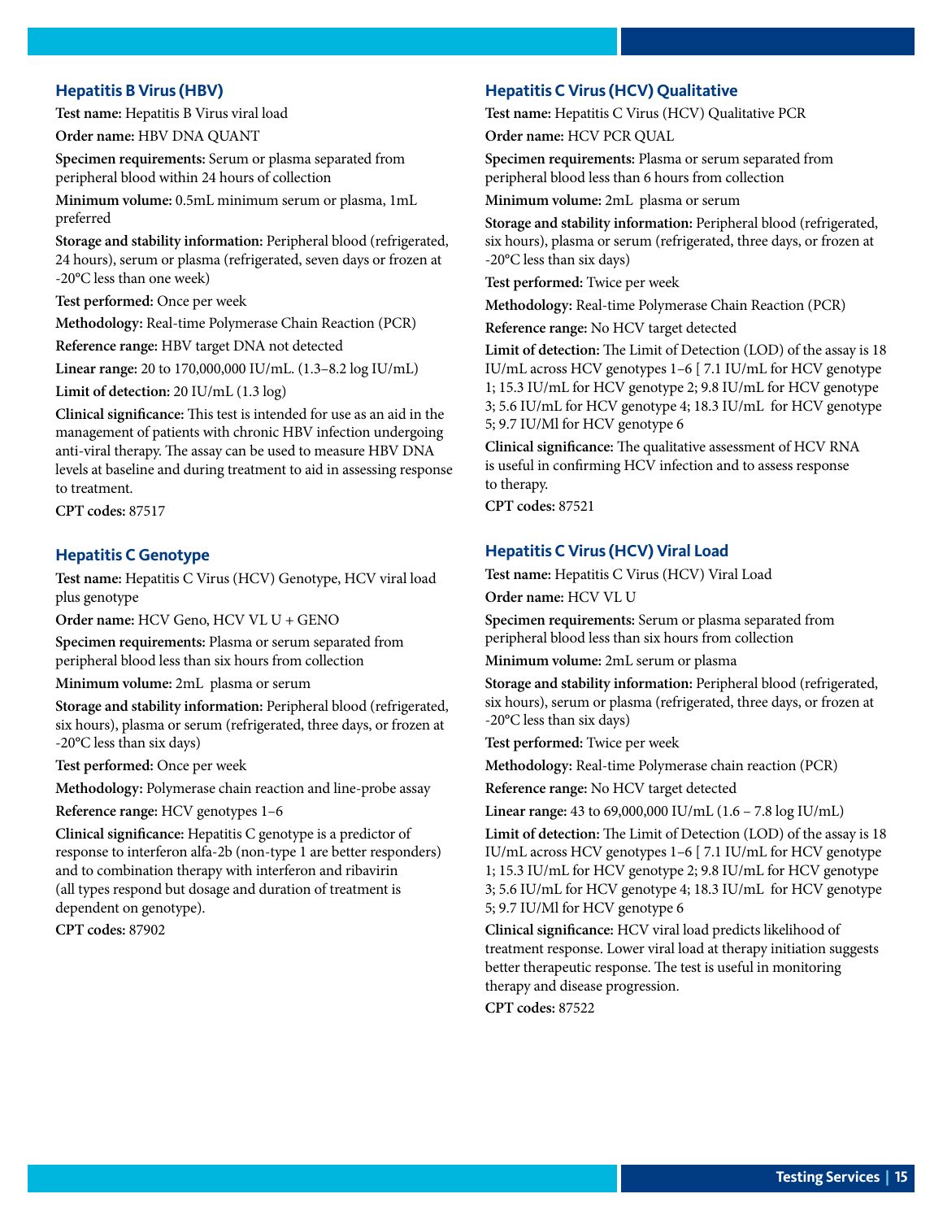### Hepatitis B Virus (HBV)

**Test name:** Hepatitis B Virus viral load

**Order name:** HBV DNA QUANT

**Specimen requirements:** Serum or plasma separated from peripheral blood within 24 hours of collection

**Minimum volume:** 0.5mL minimum serum or plasma, 1mL preferred

**Storage and stability information:** Peripheral blood (refrigerated, 24 hours), serum or plasma (refrigerated, seven days or frozen at -20°C less than one week)

**Test performed:** Once per week

**Methodology:** Real-time Polymerase Chain Reaction (PCR)

**Reference range:** HBV target DNA not detected

**Linear range:** 20 to 170,000,000 IU/mL. (1.3–8.2 log IU/mL)

**Limit of detection:** 20 IU/mL (1.3 log)

**Clinical significance:** This test is intended for use as an aid in the management of patients with chronic HBV infection undergoing anti-viral therapy. The assay can be used to measure HBV DNA levels at baseline and during treatment to aid in assessing response to treatment.

**CPT codes:** 87517

### Hepatitis C Genotype

**Test name:** Hepatitis C Virus (HCV) Genotype, HCV viral load plus genotype

**Order name:** HCV Geno, HCV VL U + GENO

**Specimen requirements:** Plasma or serum separated from peripheral blood less than six hours from collection

**Minimum volume:** 2mL plasma or serum

**Storage and stability information:** Peripheral blood (refrigerated, six hours), plasma or serum (refrigerated, three days, or frozen at -20°C less than six days)

**Test performed:** Once per week

**Methodology:** Polymerase chain reaction and line-probe assay

**Reference range:** HCV genotypes 1–6

**Clinical significance:** Hepatitis C genotype is a predictor of response to interferon alfa-2b (non-type 1 are better responders) and to combination therapy with interferon and ribavirin (all types respond but dosage and duration of treatment is dependent on genotype).

**CPT codes:** 87902

### Hepatitis C Virus (HCV) Qualitative

**Test name:** Hepatitis C Virus (HCV) Qualitative PCR

**Order name:** HCV PCR QUAL

**Specimen requirements:** Plasma or serum separated from peripheral blood less than 6 hours from collection

**Minimum volume:** 2mL plasma or serum

**Storage and stability information:** Peripheral blood (refrigerated, six hours), plasma or serum (refrigerated, three days, or frozen at -20°C less than six days)

**Test performed:** Twice per week

**Methodology:** Real-time Polymerase Chain Reaction (PCR)

**Reference range:** No HCV target detected

**Limit of detection:** The Limit of Detection (LOD) of the assay is 18 IU/mL across HCV genotypes 1–6 [ 7.1 IU/mL for HCV genotype 1; 15.3 IU/mL for HCV genotype 2; 9.8 IU/mL for HCV genotype 3; 5.6 IU/mL for HCV genotype 4; 18.3 IU/mL for HCV genotype 5; 9.7 IU/Ml for HCV genotype 6

**Clinical significance:** The qualitative assessment of HCV RNA is useful in confirming HCV infection and to assess response to therapy.

**CPT codes:** 87521

### Hepatitis C Virus (HCV) Viral Load

**Test name:** Hepatitis C Virus (HCV) Viral Load

**Order name:** HCV VL U

**Specimen requirements:** Serum or plasma separated from peripheral blood less than six hours from collection

**Minimum volume:** 2mL serum or plasma

**Storage and stability information:** Peripheral blood (refrigerated, six hours), serum or plasma (refrigerated, three days, or frozen at -20°C less than six days)

**Test performed:** Twice per week

**Methodology:** Real-time Polymerase chain reaction (PCR)

**Reference range:** No HCV target detected

**Linear range:** 43 to 69,000,000 IU/mL (1.6 – 7.8 log IU/mL)

**Limit of detection:** The Limit of Detection (LOD) of the assay is 18 IU/mL across HCV genotypes 1–6 [ 7.1 IU/mL for HCV genotype 1; 15.3 IU/mL for HCV genotype 2; 9.8 IU/mL for HCV genotype 3; 5.6 IU/mL for HCV genotype 4; 18.3 IU/mL for HCV genotype 5; 9.7 IU/Ml for HCV genotype 6

**Clinical significance:** HCV viral load predicts likelihood of treatment response. Lower viral load at therapy initiation suggests better therapeutic response. The test is useful in monitoring therapy and disease progression.

**CPT codes:** 87522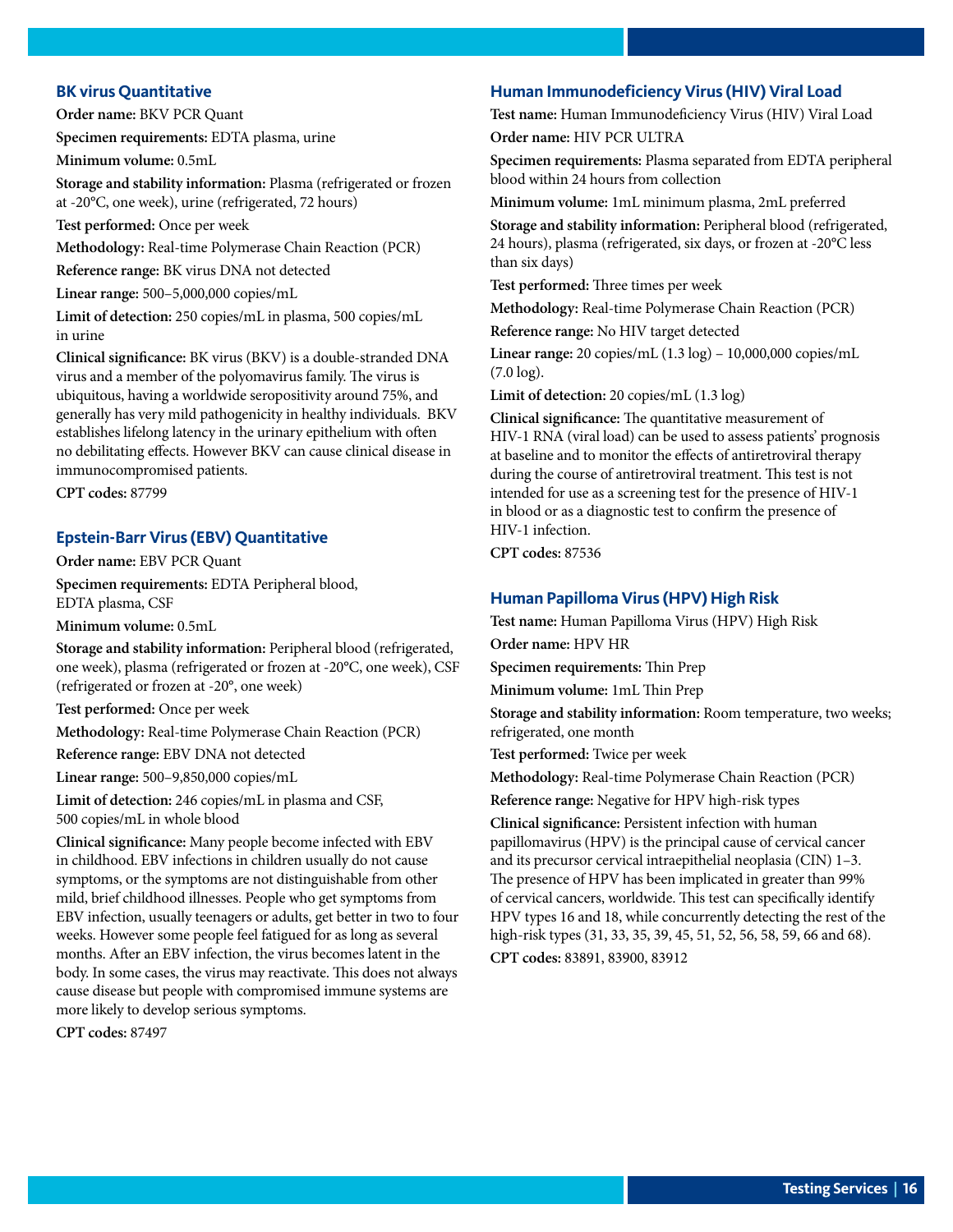## BK virus Quantitative

**Order name:** BKV PCR Quant

**Specimen requirements:** EDTA plasma, urine

**Minimum volume:** 0.5mL

**Storage and stability information:** Plasma (refrigerated or frozen at -20°C, one week), urine (refrigerated, 72 hours)

**Test performed:** Once per week

**Methodology:** Real-time Polymerase Chain Reaction (PCR)

**Reference range:** BK virus DNA not detected

**Linear range:** 500–5,000,000 copies/mL

**Limit of detection:** 250 copies/mL in plasma, 500 copies/mL in urine

**Clinical significance:** BK virus (BKV) is a double-stranded DNA virus and a member of the polyomavirus family. The virus is ubiquitous, having a worldwide seropositivity around 75%, and generally has very mild pathogenicity in healthy individuals. BKV establishes lifelong latency in the urinary epithelium with often no debilitating effects. However BKV can cause clinical disease in immunocompromised patients.

**CPT codes:** 87799

## Epstein-Barr Virus (EBV) Quantitative

**Order name:** EBV PCR Quant

**Specimen requirements:** EDTA Peripheral blood, EDTA plasma, CSF

**Minimum volume:** 0.5mL

**Storage and stability information:** Peripheral blood (refrigerated, one week), plasma (refrigerated or frozen at -20°C, one week), CSF (refrigerated or frozen at -20°, one week)

**Test performed:** Once per week

**Methodology:** Real-time Polymerase Chain Reaction (PCR)

**Reference range:** EBV DNA not detected

**Linear range:** 500–9,850,000 copies/mL

**Limit of detection:** 246 copies/mL in plasma and CSF, 500 copies/mL in whole blood

**Clinical significance:** Many people become infected with EBV in childhood. EBV infections in children usually do not cause symptoms, or the symptoms are not distinguishable from other mild, brief childhood illnesses. People who get symptoms from EBV infection, usually teenagers or adults, get better in two to four weeks. However some people feel fatigued for as long as several months. After an EBV infection, the virus becomes latent in the body. In some cases, the virus may reactivate. This does not always cause disease but people with compromised immune systems are more likely to develop serious symptoms.

**CPT codes:** 87497

## Human Immunodeficiency Virus (HIV) Viral Load

**Test name:** Human Immunodeficiency Virus (HIV) Viral Load

**Order name:** HIV PCR ULTRA

**Specimen requirements:** Plasma separated from EDTA peripheral blood within 24 hours from collection

**Minimum volume:** 1mL minimum plasma, 2mL preferred

**Storage and stability information:** Peripheral blood (refrigerated, 24 hours), plasma (refrigerated, six days, or frozen at -20°C less than six days)

**Test performed:** Three times per week

**Methodology:** Real-time Polymerase Chain Reaction (PCR)

**Reference range:** No HIV target detected

**Linear range:** 20 copies/mL (1.3 log) – 10,000,000 copies/mL (7.0 log).

**Limit of detection:** 20 copies/mL (1.3 log)

**Clinical significance:** The quantitative measurement of HIV-1 RNA (viral load) can be used to assess patients' prognosis at baseline and to monitor the effects of antiretroviral therapy during the course of antiretroviral treatment. This test is not intended for use as a screening test for the presence of HIV-1 in blood or as a diagnostic test to confirm the presence of HIV-1 infection.

**CPT codes:** 87536

## Human Papilloma Virus (HPV) High Risk

**Test name:** Human Papilloma Virus (HPV) High Risk

**Order name:** HPV HR

**Specimen requirements:** Thin Prep

**Minimum volume:** 1mL Thin Prep

**Storage and stability information:** Room temperature, two weeks; refrigerated, one month

**Test performed:** Twice per week

**Methodology:** Real-time Polymerase Chain Reaction (PCR)

**Reference range:** Negative for HPV high-risk types

**Clinical significance:** Persistent infection with human papillomavirus (HPV) is the principal cause of cervical cancer and its precursor cervical intraepithelial neoplasia (CIN) 1–3. The presence of HPV has been implicated in greater than 99% of cervical cancers, worldwide. This test can specifically identify HPV types 16 and 18, while concurrently detecting the rest of the high-risk types (31, 33, 35, 39, 45, 51, 52, 56, 58, 59, 66 and 68).

**CPT codes:** 83891, 83900, 83912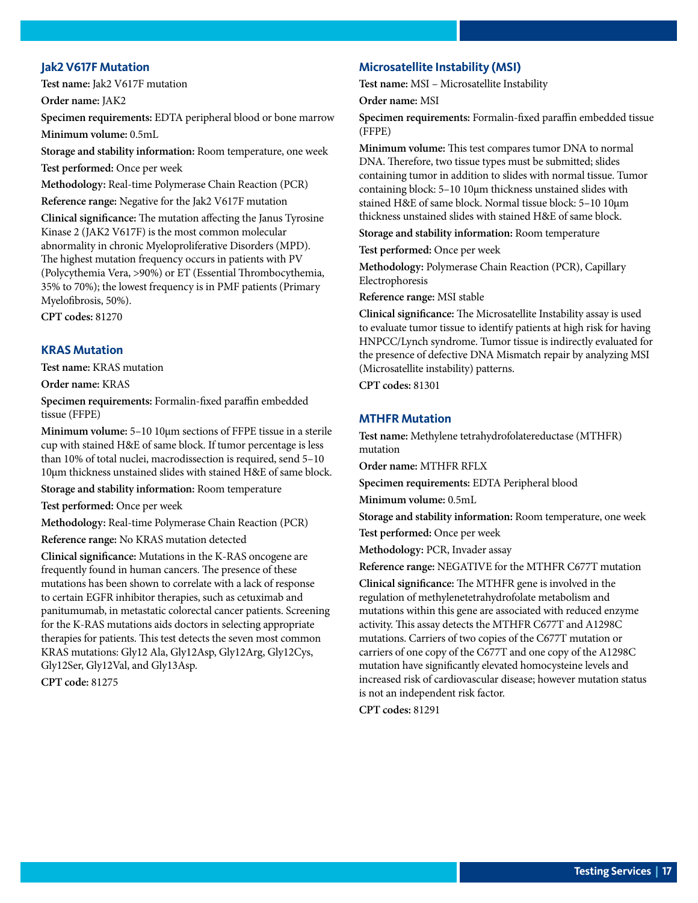## Jak2 V617F Mutation

**Test name:** Jak2 V617F mutation

**Order name:** JAK2

**Specimen requirements:** EDTA peripheral blood or bone marrow

**Minimum volume:** 0.5mL

**Storage and stability information:** Room temperature, one week

**Test performed:** Once per week

**Methodology:** Real-time Polymerase Chain Reaction (PCR)

**Reference range:** Negative for the Jak2 V617F mutation

**Clinical significance:** The mutation affecting the Janus Tyrosine Kinase 2 (JAK2 V617F) is the most common molecular abnormality in chronic Myeloproliferative Disorders (MPD). The highest mutation frequency occurs in patients with PV (Polycythemia Vera, >90%) or ET (Essential Thrombocythemia, 35% to 70%); the lowest frequency is in PMF patients (Primary Myelofibrosis, 50%).

**CPT codes:** 81270

## KRAS Mutation

**Test name:** KRAS mutation

**Order name:** KRAS

**Specimen requirements:** Formalin-fixed paraffin embedded tissue (FFPE)

**Minimum volume:** 5–10 10µm sections of FFPE tissue in a sterile cup with stained H&E of same block. If tumor percentage is less than 10% of total nuclei, macrodissection is required, send 5–10 10µm thickness unstained slides with stained H&E of same block.

**Storage and stability information:** Room temperature

**Test performed:** Once per week

**Methodology:** Real-time Polymerase Chain Reaction (PCR)

**Reference range:** No KRAS mutation detected

**Clinical significance:** Mutations in the K-RAS oncogene are frequently found in human cancers. The presence of these mutations has been shown to correlate with a lack of response to certain EGFR inhibitor therapies, such as cetuximab and panitumumab, in metastatic colorectal cancer patients. Screening for the K-RAS mutations aids doctors in selecting appropriate therapies for patients. This test detects the seven most common KRAS mutations: Gly12 Ala, Gly12Asp, Gly12Arg, Gly12Cys, Gly12Ser, Gly12Val, and Gly13Asp.

**CPT code:** 81275

## Microsatellite Instability (MSI)

**Test name:** MSI – Microsatellite Instability

**Order name:** MSI

**Specimen requirements:** Formalin-fixed paraffin embedded tissue (FFPE)

**Minimum volume:** This test compares tumor DNA to normal DNA. Therefore, two tissue types must be submitted; slides containing tumor in addition to slides with normal tissue. Tumor containing block: 5–10 10µm thickness unstained slides with stained H&E of same block. Normal tissue block: 5–10 10µm thickness unstained slides with stained H&E of same block.

**Storage and stability information:** Room temperature

**Test performed:** Once per week

**Methodology:** Polymerase Chain Reaction (PCR), Capillary Electrophoresis

**Reference range:** MSI stable

**Clinical significance:** The Microsatellite Instability assay is used to evaluate tumor tissue to identify patients at high risk for having HNPCC/Lynch syndrome. Tumor tissue is indirectly evaluated for the presence of defective DNA Mismatch repair by analyzing MSI (Microsatellite instability) patterns.

**CPT codes:** 81301

## MTHFR Mutation

**Test name:** Methylene tetrahydrofolatereductase (MTHFR) mutation

**Order name:** MTHFR RFLX

**Specimen requirements:** EDTA Peripheral blood

**Minimum volume:** 0.5mL

**Storage and stability information:** Room temperature, one week

**Test performed:** Once per week

**Methodology:** PCR, Invader assay

**Reference range:** NEGATIVE for the MTHFR C677T mutation

**Clinical significance:** The MTHFR gene is involved in the regulation of methylenetetrahydrofolate metabolism and mutations within this gene are associated with reduced enzyme activity. This assay detects the MTHFR C677T and A1298C mutations. Carriers of two copies of the C677T mutation or carriers of one copy of the C677T and one copy of the A1298C mutation have significantly elevated homocysteine levels and increased risk of cardiovascular disease; however mutation status is not an independent risk factor.

**CPT codes:** 81291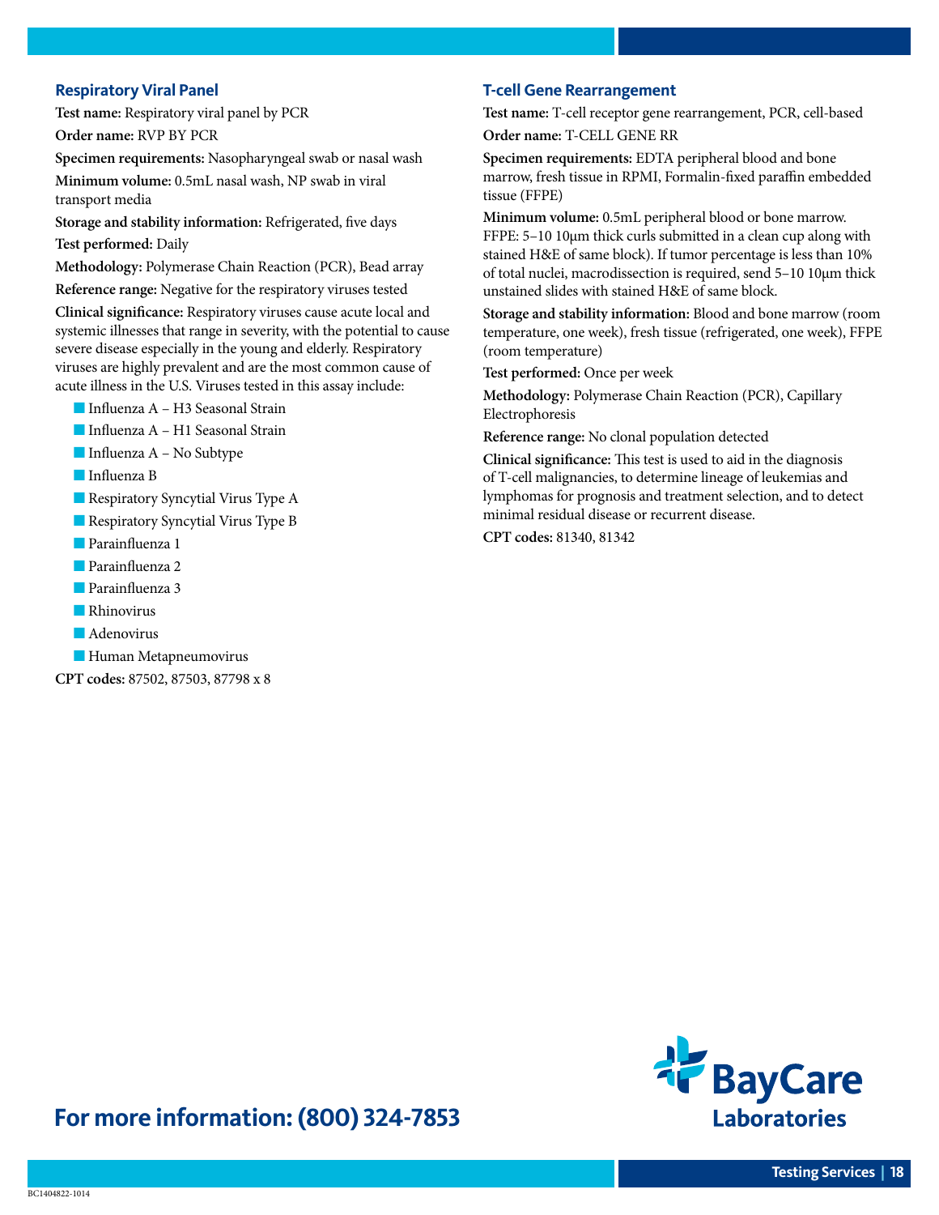## Respiratory Viral Panel

**Test name:** Respiratory viral panel by PCR

**Order name:** RVP BY PCR

**Specimen requirements:** Nasopharyngeal swab or nasal wash

**Minimum volume:** 0.5mL nasal wash, NP swab in viral transport media

**Storage and stability information:** Refrigerated, five days

**Test performed:** Daily

**Methodology:** Polymerase Chain Reaction (PCR), Bead array

**Reference range:** Negative for the respiratory viruses tested

**Clinical significance:** Respiratory viruses cause acute local and systemic illnesses that range in severity, with the potential to cause severe disease especially in the young and elderly. Respiratory viruses are highly prevalent and are the most common cause of acute illness in the U.S. Viruses tested in this assay include:

- Influenza A – H3 Seasonal Strain
- Influenza A – H1 Seasonal Strain
- Influenza A – No Subtype
- Influenza B
- Respiratory Syncytial Virus Type A
- Respiratory Syncytial Virus Type B
- Parainfluenza 1
- Parainfluenza 2
- Parainfluenza 3
- Rhinovirus
- Adenovirus
- Human Metapneumovirus

**CPT codes:** 87502, 87503, 87798 x 8

## T-cell Gene Rearrangement

**Test name:** T-cell receptor gene rearrangement, PCR, cell-based

**Order name:** T-CELL GENE RR

**Specimen requirements:** EDTA peripheral blood and bone marrow, fresh tissue in RPMI, Formalin-fixed paraffin embedded tissue (FFPE)

**Minimum volume:** 0.5mL peripheral blood or bone marrow. FFPE: 5–10 10μm thick curls submitted in a clean cup along with stained H&E of same block). If tumor percentage is less than 10% of total nuclei, macrodissection is required, send 5–10 10μm thick unstained slides with stained H&E of same block.

**Storage and stability information:** Blood and bone marrow (room temperature, one week), fresh tissue (refrigerated, one week), FFPE (room temperature)

**Test performed:** Once per week

**Methodology:** Polymerase Chain Reaction (PCR), Capillary Electrophoresis

**Reference range:** No clonal population detected

**Clinical significance:** This test is used to aid in the diagnosis of T-cell malignancies, to determine lineage of leukemias and lymphomas for prognosis and treatment selection, and to detect minimal residual disease or recurrent disease.

**CPT codes:** 81340, 81342

BayCare Laboratories

**For more information: (800) 324-7853**

BC1404822-1014